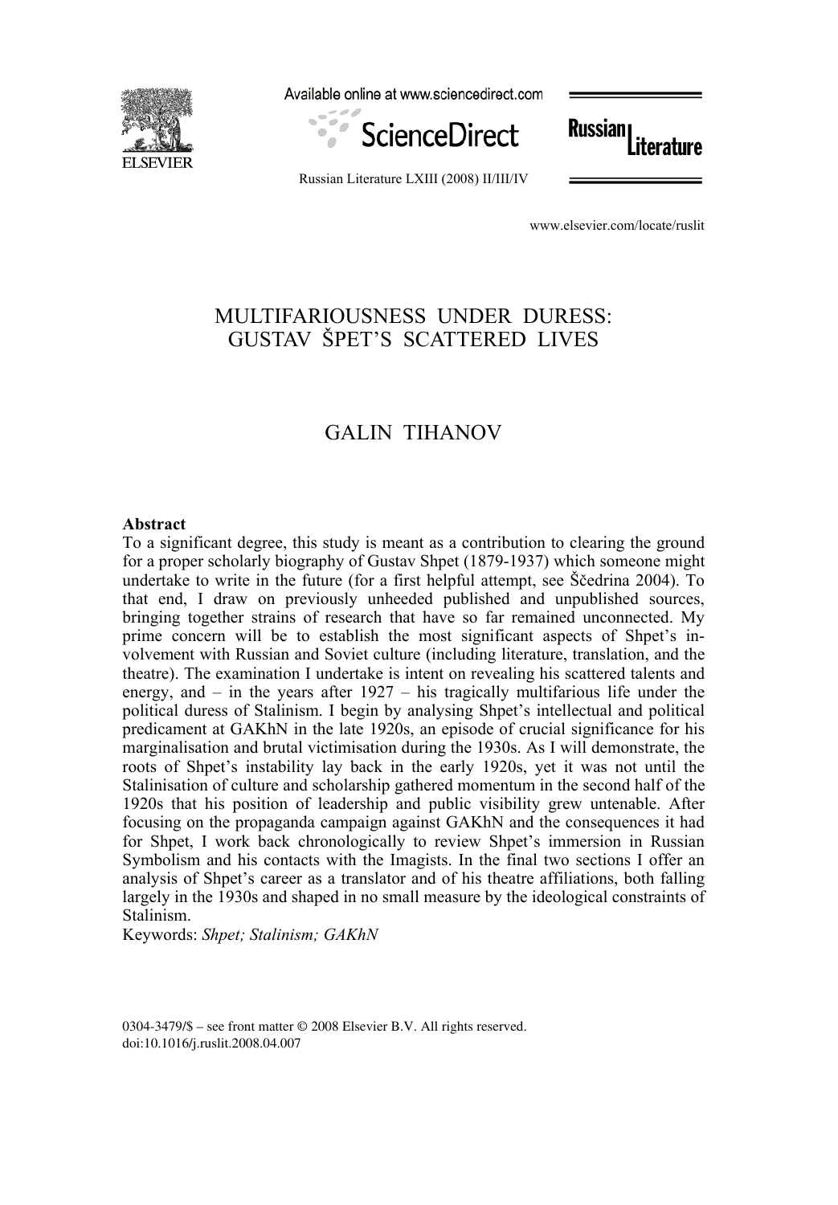# MULTIFARIOUSNESS UNDER DURESS: GUSTAV ŠPET'S SCATTERED LIVES

## GALIN TIHANOV

**Abstract**

To a significant degree, this study is meant as a contribution to clearing the ground for a proper scholarly biography of Gustav Shpet (1879-1937) which someone might undertake to write in the future (for a first helpful attempt, see Ščedrina 2004). To that end, I draw on previously unheeded published and unpublished sources, bringing together strains of research that have so far remained unconnected. My prime concern will be to establish the most significant aspects of Shpet's involvement with Russian and Soviet culture (including literature, translation, and the theatre). The examination I undertake is intent on revealing his scattered talents and energy, and – in the years after 1927 – his tragically multifarious life under the political duress of Stalinism. I begin by analysing Shpet's intellectual and political predicament at GAKhN in the late 1920s, an episode of crucial significance for his marginalisation and brutal victimisation during the 1930s. As I will demonstrate, the roots of Shpet's instability lay back in the early 1920s, yet it was not until the Stalinisation of culture and scholarship gathered momentum in the second half of the 1920s that his position of leadership and public visibility grew untenable. After focusing on the propaganda campaign against GAKhN and the consequences it had for Shpet, I work back chronologically to review Shpet's immersion in Russian Symbolism and his contacts with the Imagists. In the final two sections I offer an analysis of Shpet's career as a translator and of his theatre affiliations, both falling largely in the 1930s and shaped in no small measure by the ideological constraints of Stalinism.

Keywords: *Shpet; Stalinism; GAKhN*

0304-3479/$ – see front matter © 2008 Elsevier B.V. All rights reserved.
doi:10.1016/j.ruslit.2008.04.007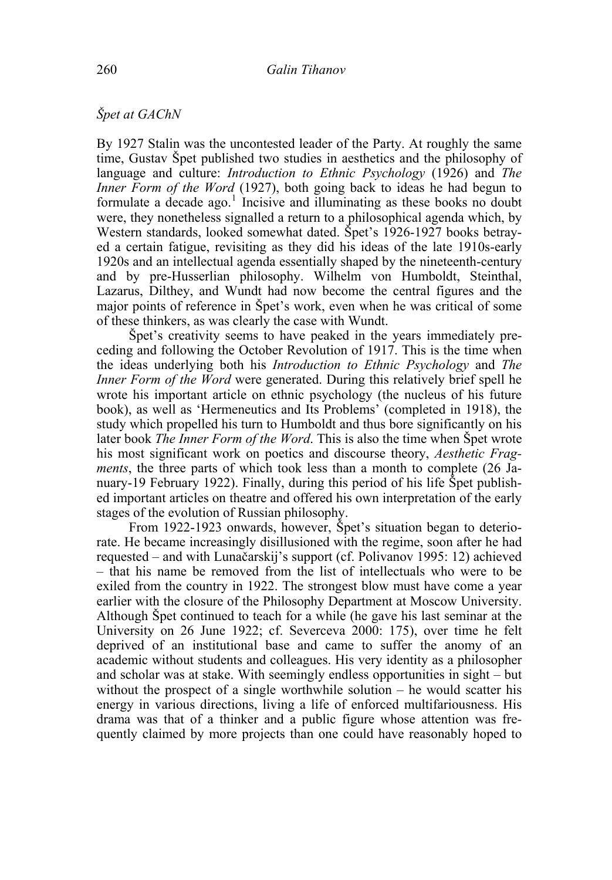*Špet at GAChN*

By 1927 Stalin was the uncontested leader of the Party. At roughly the same time, Gustav Špet published two studies in aesthetics and the philosophy of language and culture: *Introduction to Ethnic Psychology* (1926) and *The Inner Form of the Word* (1927), both going back to ideas he had begun to formulate a decade ago.[1] Incisive and illuminating as these books no doubt were, they nonetheless signalled a return to a philosophical agenda which, by Western standards, looked somewhat dated. Špet's 1926-1927 books betrayed a certain fatigue, revisiting as they did his ideas of the late 1910s-early 1920s and an intellectual agenda essentially shaped by the nineteenth-century and by pre-Husserlian philosophy. Wilhelm von Humboldt, Steinthal, Lazarus, Dilthey, and Wundt had now become the central figures and the major points of reference in Špet's work, even when he was critical of some of these thinkers, as was clearly the case with Wundt.

Špet's creativity seems to have peaked in the years immediately preceding and following the October Revolution of 1917. This is the time when the ideas underlying both his *Introduction to Ethnic Psychology* and *The Inner Form of the Word* were generated. During this relatively brief spell he wrote his important article on ethnic psychology (the nucleus of his future book), as well as 'Hermeneutics and Its Problems' (completed in 1918), the study which propelled his turn to Humboldt and thus bore significantly on his later book *The Inner Form of the Word*. This is also the time when Špet wrote his most significant work on poetics and discourse theory, *Aesthetic Fragments*, the three parts of which took less than a month to complete (26 January-19 February 1922). Finally, during this period of his life Špet published important articles on theatre and offered his own interpretation of the early stages of the evolution of Russian philosophy.

From 1922-1923 onwards, however, Špet's situation began to deteriorate. He became increasingly disillusioned with the regime, soon after he had requested – and with Lunačarskij's support (cf. Polivanov 1995: 12) achieved – that his name be removed from the list of intellectuals who were to be exiled from the country in 1922. The strongest blow must have come a year earlier with the closure of the Philosophy Department at Moscow University. Although Špet continued to teach for a while (he gave his last seminar at the University on 26 June 1922; cf. Severceva 2000: 175), over time he felt deprived of an institutional base and came to suffer the anomy of an academic without students and colleagues. His very identity as a philosopher and scholar was at stake. With seemingly endless opportunities in sight – but without the prospect of a single worthwhile solution – he would scatter his energy in various directions, living a life of enforced multifariousness. His drama was that of a thinker and a public figure whose attention was frequently claimed by more projects than one could have reasonably hoped to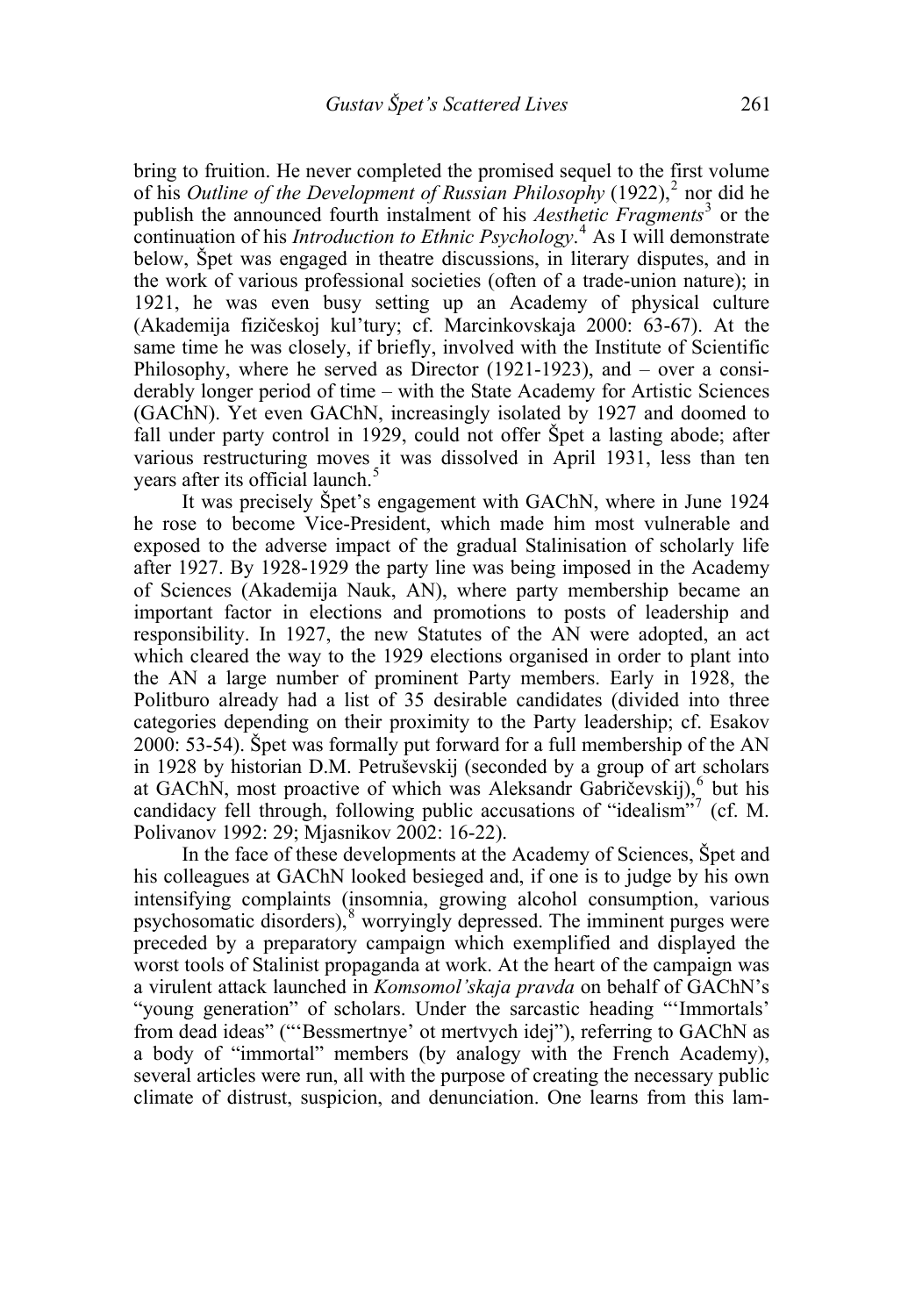bring to fruition. He never completed the promised sequel to the first volume of his *Outline of the Development of Russian Philosophy* (1922),[2] nor did he publish the announced fourth instalment of his *Aesthetic Fragments*[3] or the continuation of his *Introduction to Ethnic Psychology*.[4] As I will demonstrate below, Špet was engaged in theatre discussions, in literary disputes, and in the work of various professional societies (often of a trade-union nature); in 1921, he was even busy setting up an Academy of physical culture (Akademija fizičeskoj kul'tury; cf. Marcinkovskaja 2000: 63-67). At the same time he was closely, if briefly, involved with the Institute of Scientific Philosophy, where he served as Director (1921-1923), and – over a considerably longer period of time – with the State Academy for Artistic Sciences (GAChN). Yet even GAChN, increasingly isolated by 1927 and doomed to fall under party control in 1929, could not offer Špet a lasting abode; after various restructuring moves it was dissolved in April 1931, less than ten years after its official launch.[5]

It was precisely Špet's engagement with GAChN, where in June 1924 he rose to become Vice-President, which made him most vulnerable and exposed to the adverse impact of the gradual Stalinisation of scholarly life after 1927. By 1928-1929 the party line was being imposed in the Academy of Sciences (Akademija Nauk, AN), where party membership became an important factor in elections and promotions to posts of leadership and responsibility. In 1927, the new Statutes of the AN were adopted, an act which cleared the way to the 1929 elections organised in order to plant into the AN a large number of prominent Party members. Early in 1928, the Politburo already had a list of 35 desirable candidates (divided into three categories depending on their proximity to the Party leadership; cf. Esakov 2000: 53-54). Špet was formally put forward for a full membership of the AN in 1928 by historian D.M. Petruševskij (seconded by a group of art scholars at GAChN, most proactive of which was Aleksandr Gabričevskij),[6] but his candidacy fell through, following public accusations of "idealism"[7] (cf. M. Polivanov 1992: 29; Mjasnikov 2002: 16-22).

In the face of these developments at the Academy of Sciences, Špet and his colleagues at GAChN looked besieged and, if one is to judge by his own intensifying complaints (insomnia, growing alcohol consumption, various psychosomatic disorders),[8] worryingly depressed. The imminent purges were preceded by a preparatory campaign which exemplified and displayed the worst tools of Stalinist propaganda at work. At the heart of the campaign was a virulent attack launched in *Komsomol'skaja pravda* on behalf of GAChN's "young generation" of scholars. Under the sarcastic heading "'Immortals' from dead ideas" ("'Bessmertnye' ot mertvych idej"), referring to GAChN as a body of "immortal" members (by analogy with the French Academy), several articles were run, all with the purpose of creating the necessary public climate of distrust, suspicion, and denunciation. One learns from this lam-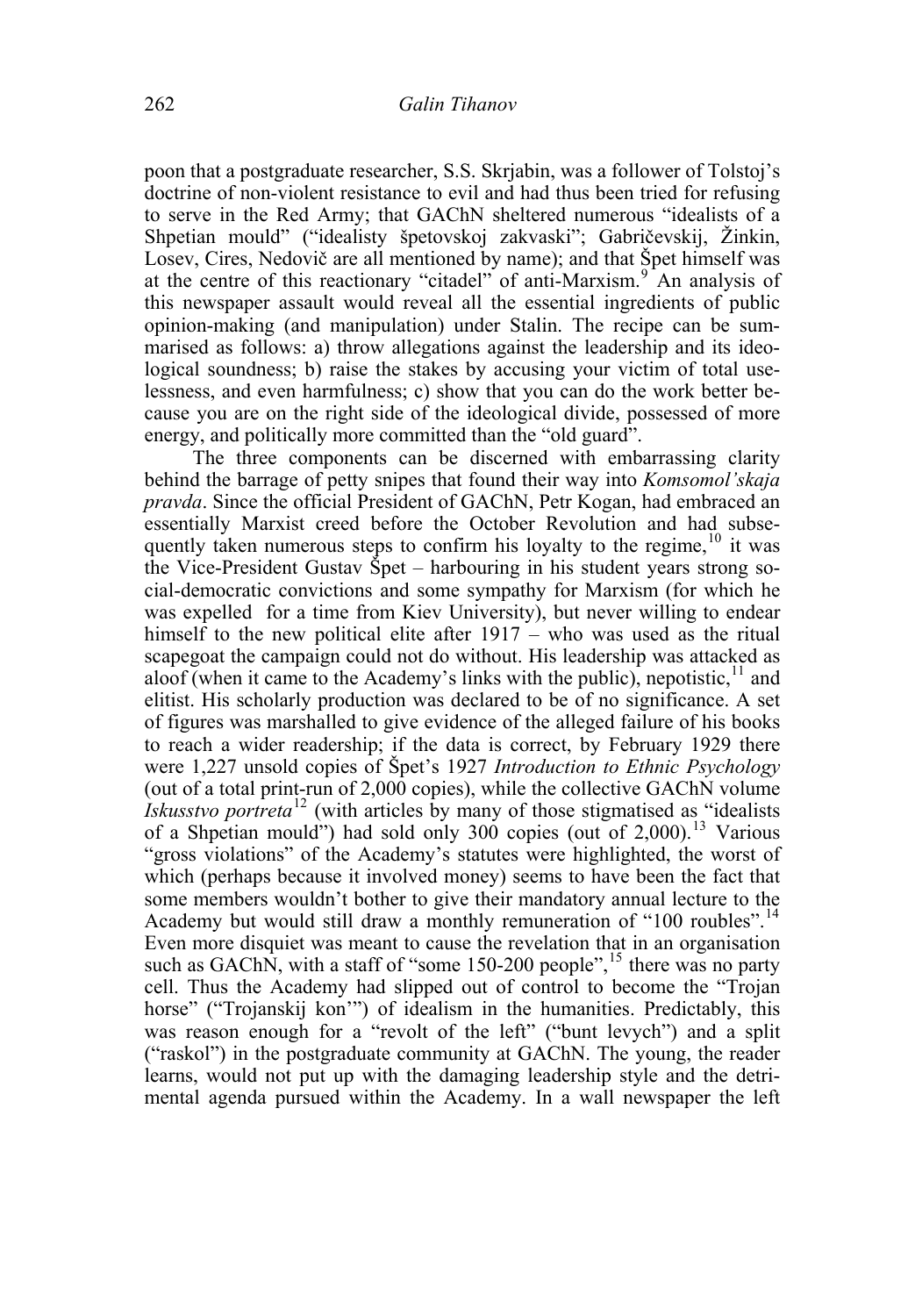poon that a postgraduate researcher, S.S. Skrjabin, was a follower of Tolstoj's doctrine of non-violent resistance to evil and had thus been tried for refusing to serve in the Red Army; that GAChN sheltered numerous "idealists of a Shpetian mould" ("idealisty špetovskoj zakvaski"; Gabričevskij, Žinkin, Losev, Cires, Nedovič are all mentioned by name); and that Špet himself was at the centre of this reactionary "citadel" of anti-Marxism.[9] An analysis of this newspaper assault would reveal all the essential ingredients of public opinion-making (and manipulation) under Stalin. The recipe can be summarised as follows: a) throw allegations against the leadership and its ideological soundness; b) raise the stakes by accusing your victim of total uselessness, and even harmfulness; c) show that you can do the work better because you are on the right side of the ideological divide, possessed of more energy, and politically more committed than the "old guard".

The three components can be discerned with embarrassing clarity behind the barrage of petty snipes that found their way into *Komsomol'skaja pravda*. Since the official President of GAChN, Petr Kogan, had embraced an essentially Marxist creed before the October Revolution and had subsequently taken numerous steps to confirm his loyalty to the regime,[10] it was the Vice-President Gustav Špet – harbouring in his student years strong social-democratic convictions and some sympathy for Marxism (for which he was expelled for a time from Kiev University), but never willing to endear himself to the new political elite after 1917 – who was used as the ritual scapegoat the campaign could not do without. His leadership was attacked as aloof (when it came to the Academy's links with the public), nepotistic,[11] and elitist. His scholarly production was declared to be of no significance. A set of figures was marshalled to give evidence of the alleged failure of his books to reach a wider readership; if the data is correct, by February 1929 there were 1,227 unsold copies of Špet's 1927 *Introduction to Ethnic Psychology* (out of a total print-run of 2,000 copies), while the collective GAChN volume *Iskusstvo portreta*[12] (with articles by many of those stigmatised as "idealists of a Shpetian mould") had sold only 300 copies (out of 2,000).[13] Various "gross violations" of the Academy's statutes were highlighted, the worst of which (perhaps because it involved money) seems to have been the fact that some members wouldn't bother to give their mandatory annual lecture to the Academy but would still draw a monthly remuneration of "100 roubles".[14] Even more disquiet was meant to cause the revelation that in an organisation such as GAChN, with a staff of "some 150-200 people",[15] there was no party cell. Thus the Academy had slipped out of control to become the "Trojan horse" ("Trojanskij kon'") of idealism in the humanities. Predictably, this was reason enough for a "revolt of the left" ("bunt levych") and a split ("raskol") in the postgraduate community at GAChN. The young, the reader learns, would not put up with the damaging leadership style and the detrimental agenda pursued within the Academy. In a wall newspaper the left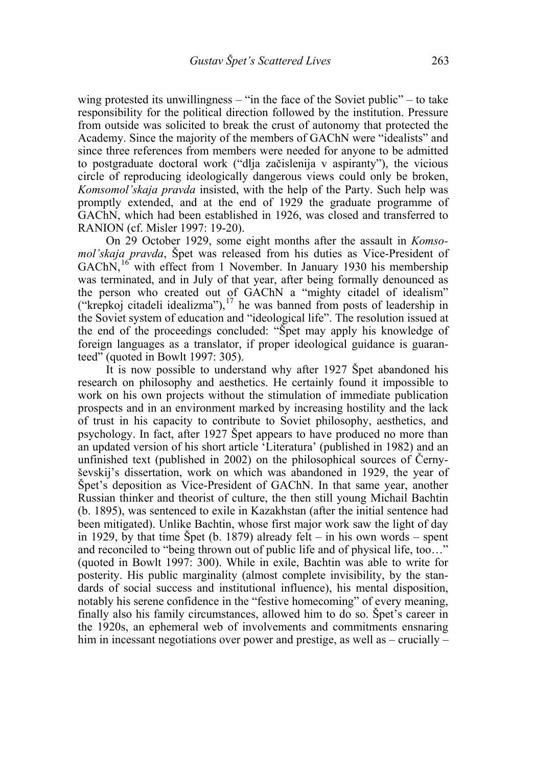wing protested its unwillingness – "in the face of the Soviet public" – to take responsibility for the political direction followed by the institution. Pressure from outside was solicited to break the crust of autonomy that protected the Academy. Since the majority of the members of GAChN were "idealists" and since three references from members were needed for anyone to be admitted to postgraduate doctoral work ("dlja začislenija v aspiranty"), the vicious circle of reproducing ideologically dangerous views could only be broken, *Komsomol'skaja pravda* insisted, with the help of the Party. Such help was promptly extended, and at the end of 1929 the graduate programme of GAChN, which had been established in 1926, was closed and transferred to RANION (cf. Misler 1997: 19-20).

On 29 October 1929, some eight months after the assault in *Komsomol'skaja pravda*, Špet was released from his duties as Vice-President of GAChN,[16] with effect from 1 November. In January 1930 his membership was terminated, and in July of that year, after being formally denounced as the person who created out of GAChN a "mighty citadel of idealism" ("krepkoj citadeli idealizma"),[17] he was banned from posts of leadership in the Soviet system of education and "ideological life". The resolution issued at the end of the proceedings concluded: "Špet may apply his knowledge of foreign languages as a translator, if proper ideological guidance is guaranteed" (quoted in Bowlt 1997: 305).

It is now possible to understand why after 1927 Špet abandoned his research on philosophy and aesthetics. He certainly found it impossible to work on his own projects without the stimulation of immediate publication prospects and in an environment marked by increasing hostility and the lack of trust in his capacity to contribute to Soviet philosophy, aesthetics, and psychology. In fact, after 1927 Špet appears to have produced no more than an updated version of his short article 'Literatura' (published in 1982) and an unfinished text (published in 2002) on the philosophical sources of Černyševskij's dissertation, work on which was abandoned in 1929, the year of Špet's deposition as Vice-President of GAChN. In that same year, another Russian thinker and theorist of culture, the then still young Michail Bachtin (b. 1895), was sentenced to exile in Kazakhstan (after the initial sentence had been mitigated). Unlike Bachtin, whose first major work saw the light of day in 1929, by that time Špet (b. 1879) already felt – in his own words – spent and reconciled to "being thrown out of public life and of physical life, too…" (quoted in Bowlt 1997: 300). While in exile, Bachtin was able to write for posterity. His public marginality (almost complete invisibility, by the standards of social success and institutional influence), his mental disposition, notably his serene confidence in the "festive homecoming" of every meaning, finally also his family circumstances, allowed him to do so. Špet's career in the 1920s, an ephemeral web of involvements and commitments ensnaring him in incessant negotiations over power and prestige, as well as – crucially –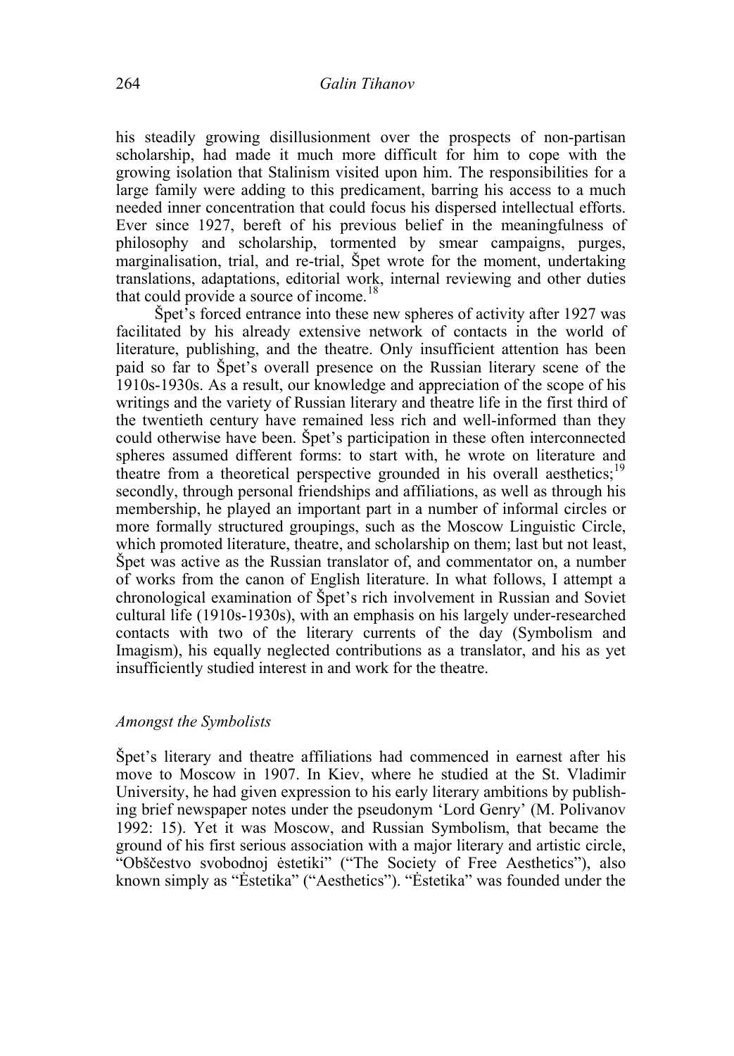his steadily growing disillusionment over the prospects of non-partisan scholarship, had made it much more difficult for him to cope with the growing isolation that Stalinism visited upon him. The responsibilities for a large family were adding to this predicament, barring his access to a much needed inner concentration that could focus his dispersed intellectual efforts. Ever since 1927, bereft of his previous belief in the meaningfulness of philosophy and scholarship, tormented by smear campaigns, purges, marginalisation, trial, and re-trial, Špet wrote for the moment, undertaking translations, adaptations, editorial work, internal reviewing and other duties that could provide a source of income.[18]

Špet's forced entrance into these new spheres of activity after 1927 was facilitated by his already extensive network of contacts in the world of literature, publishing, and the theatre. Only insufficient attention has been paid so far to Špet's overall presence on the Russian literary scene of the 1910s-1930s. As a result, our knowledge and appreciation of the scope of his writings and the variety of Russian literary and theatre life in the first third of the twentieth century have remained less rich and well-informed than they could otherwise have been. Špet's participation in these often interconnected spheres assumed different forms: to start with, he wrote on literature and theatre from a theoretical perspective grounded in his overall aesthetics;[19] secondly, through personal friendships and affiliations, as well as through his membership, he played an important part in a number of informal circles or more formally structured groupings, such as the Moscow Linguistic Circle, which promoted literature, theatre, and scholarship on them; last but not least, Špet was active as the Russian translator of, and commentator on, a number of works from the canon of English literature. In what follows, I attempt a chronological examination of Špet's rich involvement in Russian and Soviet cultural life (1910s-1930s), with an emphasis on his largely under-researched contacts with two of the literary currents of the day (Symbolism and Imagism), his equally neglected contributions as a translator, and his as yet insufficiently studied interest in and work for the theatre.

## *Amongst the Symbolists*

Špet's literary and theatre affiliations had commenced in earnest after his move to Moscow in 1907. In Kiev, where he studied at the St. Vladimir University, he had given expression to his early literary ambitions by publishing brief newspaper notes under the pseudonym 'Lord Genry' (M. Polivanov 1992: 15). Yet it was Moscow, and Russian Symbolism, that became the ground of his first serious association with a major literary and artistic circle, "Obščestvo svobodnoj ėstetiki" ("The Society of Free Aesthetics"), also known simply as "Ėstetika" ("Aesthetics"). "Ėstetika" was founded under the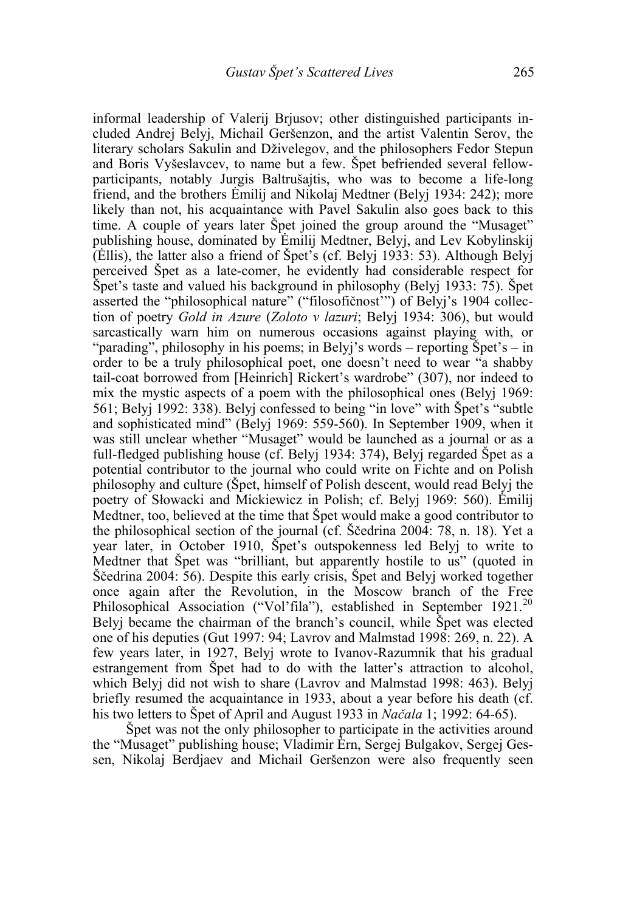informal leadership of Valerij Brjusov; other distinguished participants included Andrej Belyj, Michail Geršenzon, and the artist Valentin Serov, the literary scholars Sakulin and Dživelegov, and the philosophers Fedor Stepun and Boris Vyšeslavcev, to name but a few. Špet befriended several fellow-participants, notably Jurgis Baltrušajtis, who was to become a life-long friend, and the brothers Ėmilij and Nikolaj Medtner (Belyj 1934: 242); more likely than not, his acquaintance with Pavel Sakulin also goes back to this time. A couple of years later Špet joined the group around the "Musaget" publishing house, dominated by Ėmilij Medtner, Belyj, and Lev Kobylinskij (Ėllis), the latter also a friend of Špet's (cf. Belyj 1933: 53). Although Belyj perceived Špet as a late-comer, he evidently had considerable respect for Špet's taste and valued his background in philosophy (Belyj 1933: 75). Špet asserted the "philosophical nature" ("filosofičnost'") of Belyj's 1904 collection of poetry *Gold in Azure* (*Zoloto v lazuri*; Belyj 1934: 306), but would sarcastically warn him on numerous occasions against playing with, or "parading", philosophy in his poems; in Belyj's words – reporting Špet's – in order to be a truly philosophical poet, one doesn't need to wear "a shabby tail-coat borrowed from [Heinrich] Rickert's wardrobe" (307), nor indeed to mix the mystic aspects of a poem with the philosophical ones (Belyj 1969: 561; Belyj 1992: 338). Belyj confessed to being "in love" with Špet's "subtle and sophisticated mind" (Belyj 1969: 559-560). In September 1909, when it was still unclear whether "Musaget" would be launched as a journal or as a full-fledged publishing house (cf. Belyj 1934: 374), Belyj regarded Špet as a potential contributor to the journal who could write on Fichte and on Polish philosophy and culture (Špet, himself of Polish descent, would read Belyj the poetry of Słowacki and Mickiewicz in Polish; cf. Belyj 1969: 560). Ėmilij Medtner, too, believed at the time that Špet would make a good contributor to the philosophical section of the journal (cf. Ščedrina 2004: 78, n. 18). Yet a year later, in October 1910, Špet's outspokenness led Belyj to write to Medtner that Špet was "brilliant, but apparently hostile to us" (quoted in Ščedrina 2004: 56). Despite this early crisis, Špet and Belyj worked together once again after the Revolution, in the Moscow branch of the Free Philosophical Association ("Vol'fila"), established in September 1921.[20] Belyj became the chairman of the branch's council, while Špet was elected one of his deputies (Gut 1997: 94; Lavrov and Malmstad 1998: 269, n. 22). A few years later, in 1927, Belyj wrote to Ivanov-Razumnik that his gradual estrangement from Špet had to do with the latter's attraction to alcohol, which Belyj did not wish to share (Lavrov and Malmstad 1998: 463). Belyj briefly resumed the acquaintance in 1933, about a year before his death (cf. his two letters to Špet of April and August 1933 in *Načala* 1; 1992: 64-65).

Špet was not the only philosopher to participate in the activities around the "Musaget" publishing house; Vladimir Ėrn, Sergej Bulgakov, Sergej Gessen, Nikolaj Berdjaev and Michail Geršenzon were also frequently seen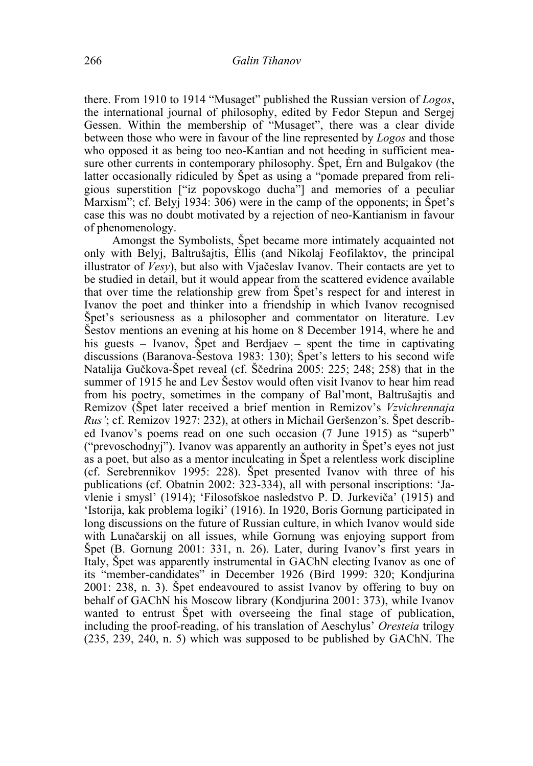there. From 1910 to 1914 "Musaget" published the Russian version of *Logos*, the international journal of philosophy, edited by Fedor Stepun and Sergej Gessen. Within the membership of "Musaget", there was a clear divide between those who were in favour of the line represented by *Logos* and those who opposed it as being too neo-Kantian and not heeding in sufficient measure other currents in contemporary philosophy. Špet, Ėrn and Bulgakov (the latter occasionally ridiculed by Špet as using a "pomade prepared from religious superstition ["iz popovskogo ducha"] and memories of a peculiar Marxism"; cf. Belyj 1934: 306) were in the camp of the opponents; in Špet's case this was no doubt motivated by a rejection of neo-Kantianism in favour of phenomenology.

Amongst the Symbolists, Špet became more intimately acquainted not only with Belyj, Baltrušajtis, Ėllis (and Nikolaj Feofilaktov, the principal illustrator of *Vesy*), but also with Vjačeslav Ivanov. Their contacts are yet to be studied in detail, but it would appear from the scattered evidence available that over time the relationship grew from Špet's respect for and interest in Ivanov the poet and thinker into a friendship in which Ivanov recognised Špet's seriousness as a philosopher and commentator on literature. Lev Šestov mentions an evening at his home on 8 December 1914, where he and his guests – Ivanov, Špet and Berdjaev – spent the time in captivating discussions (Baranova-Šestova 1983: 130); Špet's letters to his second wife Natalija Gučkova-Špet reveal (cf. Ščedrina 2005: 225; 248; 258) that in the summer of 1915 he and Lev Šestov would often visit Ivanov to hear him read from his poetry, sometimes in the company of Bal'mont, Baltrušajtis and Remizov (Špet later received a brief mention in Remizov's *Vzvichrennaja Rus'*; cf. Remizov 1927: 232), at others in Michail Geršenzon's. Špet described Ivanov's poems read on one such occasion (7 June 1915) as "superb" ("prevoschodnyj"). Ivanov was apparently an authority in Špet's eyes not just as a poet, but also as a mentor inculcating in Špet a relentless work discipline (cf. Serebrennikov 1995: 228). Špet presented Ivanov with three of his publications (cf. Obatnin 2002: 323-334), all with personal inscriptions: 'Javlenie i smysl' (1914); 'Filosofskoe nasledstvo P. D. Jurkeviča' (1915) and 'Istorija, kak problema logiki' (1916). In 1920, Boris Gornung participated in long discussions on the future of Russian culture, in which Ivanov would side with Lunačarskij on all issues, while Gornung was enjoying support from Špet (B. Gornung 2001: 331, n. 26). Later, during Ivanov's first years in Italy, Špet was apparently instrumental in GAChN electing Ivanov as one of its "member-candidates" in December 1926 (Bird 1999: 320; Kondjurina 2001: 238, n. 3). Špet endeavoured to assist Ivanov by offering to buy on behalf of GAChN his Moscow library (Kondjurina 2001: 373), while Ivanov wanted to entrust Špet with overseeing the final stage of publication, including the proof-reading, of his translation of Aeschylus' *Oresteia* trilogy (235, 239, 240, n. 5) which was supposed to be published by GAChN. The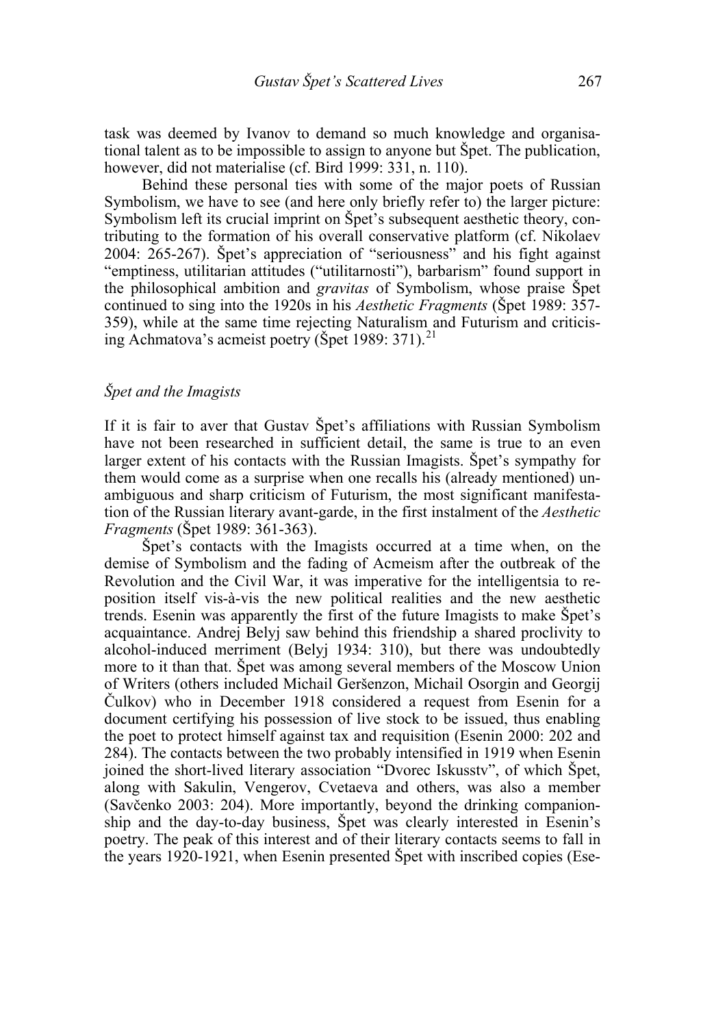task was deemed by Ivanov to demand so much knowledge and organisational talent as to be impossible to assign to anyone but Špet. The publication, however, did not materialise (cf. Bird 1999: 331, n. 110).

Behind these personal ties with some of the major poets of Russian Symbolism, we have to see (and here only briefly refer to) the larger picture: Symbolism left its crucial imprint on Špet's subsequent aesthetic theory, contributing to the formation of his overall conservative platform (cf. Nikolaev 2004: 265-267). Špet's appreciation of "seriousness" and his fight against "emptiness, utilitarian attitudes ("utilitarnosti"), barbarism" found support in the philosophical ambition and *gravitas* of Symbolism, whose praise Špet continued to sing into the 1920s in his *Aesthetic Fragments* (Špet 1989: 357-359), while at the same time rejecting Naturalism and Futurism and criticising Achmatova's acmeist poetry (Špet 1989: 371).[21]

### *Špet and the Imagists*

If it is fair to aver that Gustav Špet's affiliations with Russian Symbolism have not been researched in sufficient detail, the same is true to an even larger extent of his contacts with the Russian Imagists. Špet's sympathy for them would come as a surprise when one recalls his (already mentioned) unambiguous and sharp criticism of Futurism, the most significant manifestation of the Russian literary avant-garde, in the first instalment of the *Aesthetic Fragments* (Špet 1989: 361-363).

Špet's contacts with the Imagists occurred at a time when, on the demise of Symbolism and the fading of Acmeism after the outbreak of the Revolution and the Civil War, it was imperative for the intelligentsia to reposition itself vis-à-vis the new political realities and the new aesthetic trends. Esenin was apparently the first of the future Imagists to make Špet's acquaintance. Andrej Belyj saw behind this friendship a shared proclivity to alcohol-induced merriment (Belyj 1934: 310), but there was undoubtedly more to it than that. Špet was among several members of the Moscow Union of Writers (others included Michail Geršenzon, Michail Osorgin and Georgij Čulkov) who in December 1918 considered a request from Esenin for a document certifying his possession of live stock to be issued, thus enabling the poet to protect himself against tax and requisition (Esenin 2000: 202 and 284). The contacts between the two probably intensified in 1919 when Esenin joined the short-lived literary association "Dvorec Iskusstv", of which Špet, along with Sakulin, Vengerov, Cvetaeva and others, was also a member (Savčenko 2003: 204). More importantly, beyond the drinking companionship and the day-to-day business, Špet was clearly interested in Esenin's poetry. The peak of this interest and of their literary contacts seems to fall in the years 1920-1921, when Esenin presented Špet with inscribed copies (Ese-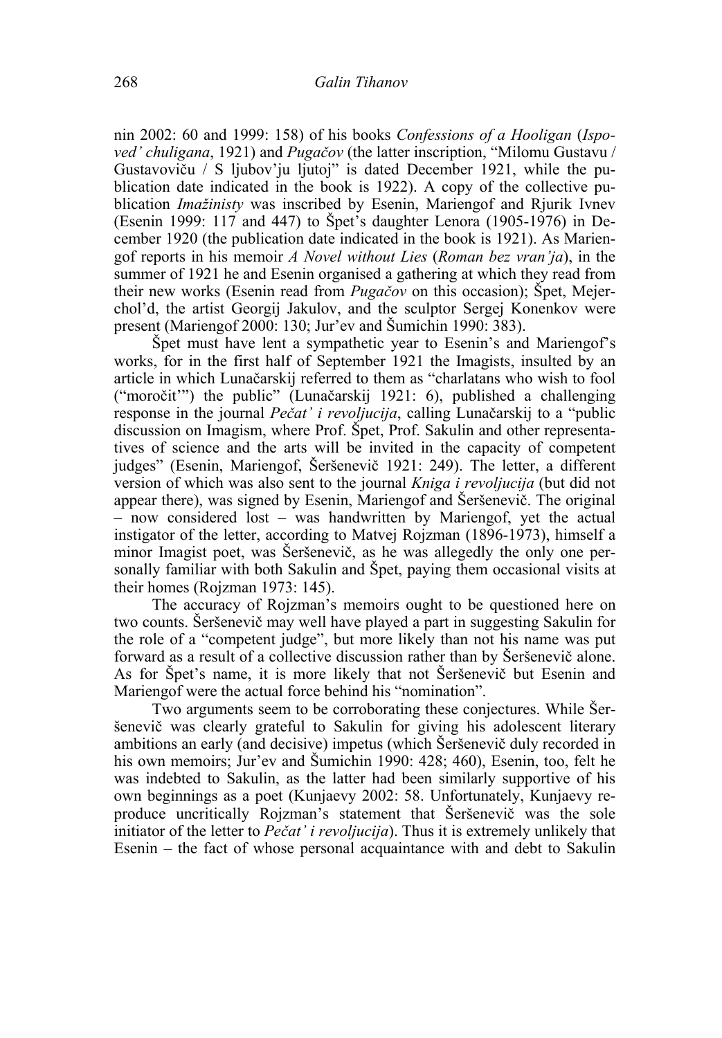nin 2002: 60 and 1999: 158) of his books *Confessions of a Hooligan* (*Ispoved' chuligana*, 1921) and *Pugačov* (the latter inscription, "Milomu Gustavu / Gustavoviču / S ljubov'ju ljutoj" is dated December 1921, while the publication date indicated in the book is 1922). A copy of the collective publication *Imažinisty* was inscribed by Esenin, Mariengof and Rjurik Ivnev (Esenin 1999: 117 and 447) to Špet's daughter Lenora (1905-1976) in December 1920 (the publication date indicated in the book is 1921). As Mariengof reports in his memoir *A Novel without Lies* (*Roman bez vran'ja*), in the summer of 1921 he and Esenin organised a gathering at which they read from their new works (Esenin read from *Pugačov* on this occasion); Špet, Mejerchol'd, the artist Georgij Jakulov, and the sculptor Sergej Konenkov were present (Mariengof 2000: 130; Jur'ev and Šumichin 1990: 383).

Špet must have lent a sympathetic year to Esenin's and Mariengof's works, for in the first half of September 1921 the Imagists, insulted by an article in which Lunačarskij referred to them as "charlatans who wish to fool ("moročit'") the public" (Lunačarskij 1921: 6), published a challenging response in the journal *Pečat' i revoljucija*, calling Lunačarskij to a "public discussion on Imagism, where Prof. Špet, Prof. Sakulin and other representatives of science and the arts will be invited in the capacity of competent judges" (Esenin, Mariengof, Šeršenevič 1921: 249). The letter, a different version of which was also sent to the journal *Kniga i revoljucija* (but did not appear there), was signed by Esenin, Mariengof and Šeršenevič. The original – now considered lost – was handwritten by Mariengof, yet the actual instigator of the letter, according to Matvej Rojzman (1896-1973), himself a minor Imagist poet, was Šeršenevič, as he was allegedly the only one personally familiar with both Sakulin and Špet, paying them occasional visits at their homes (Rojzman 1973: 145).

The accuracy of Rojzman's memoirs ought to be questioned here on two counts. Šeršenevič may well have played a part in suggesting Sakulin for the role of a "competent judge", but more likely than not his name was put forward as a result of a collective discussion rather than by Šeršenevič alone. As for Špet's name, it is more likely that not Šeršenevič but Esenin and Mariengof were the actual force behind his "nomination".

Two arguments seem to be corroborating these conjectures. While Šeršenevič was clearly grateful to Sakulin for giving his adolescent literary ambitions an early (and decisive) impetus (which Šeršenevič duly recorded in his own memoirs; Jur'ev and Šumichin 1990: 428; 460), Esenin, too, felt he was indebted to Sakulin, as the latter had been similarly supportive of his own beginnings as a poet (Kunjaevy 2002: 58. Unfortunately, Kunjaevy reproduce uncritically Rojzman's statement that Šeršenevič was the sole initiator of the letter to *Pečat' i revoljucija*). Thus it is extremely unlikely that Esenin – the fact of whose personal acquaintance with and debt to Sakulin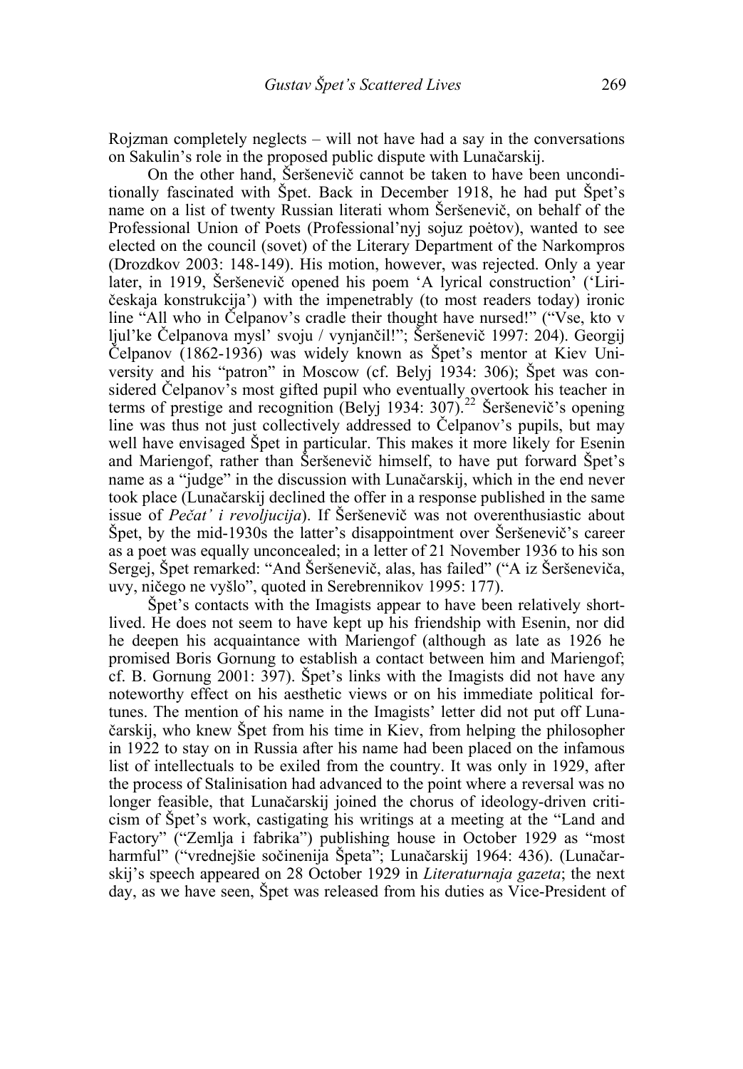Rojzman completely neglects – will not have had a say in the conversations on Sakulin's role in the proposed public dispute with Lunačarskij.

On the other hand, Šeršenevič cannot be taken to have been unconditionally fascinated with Špet. Back in December 1918, he had put Špet's name on a list of twenty Russian literati whom Šeršenevič, on behalf of the Professional Union of Poets (Professional'nyj sojuz poėtov), wanted to see elected on the council (sovet) of the Literary Department of the Narkompros (Drozdkov 2003: 148-149). His motion, however, was rejected. Only a year later, in 1919, Šeršenevič opened his poem 'A lyrical construction' ('Liričeskaja konstrukcija') with the impenetrably (to most readers today) ironic line "All who in Čelpanov's cradle their thought have nursed!" ("Vse, kto v ljul'ke Čelpanova mysl' svoju / vynjančil!"; Šeršenevič 1997: 204). Georgij Čelpanov (1862-1936) was widely known as Špet's mentor at Kiev University and his "patron" in Moscow (cf. Belyj 1934: 306); Špet was considered Čelpanov's most gifted pupil who eventually overtook his teacher in terms of prestige and recognition (Belyj 1934: 307).[22] Šeršenevič's opening line was thus not just collectively addressed to Čelpanov's pupils, but may well have envisaged Špet in particular. This makes it more likely for Esenin and Mariengof, rather than Šeršenevič himself, to have put forward Špet's name as a "judge" in the discussion with Lunačarskij, which in the end never took place (Lunačarskij declined the offer in a response published in the same issue of *Pečat' i revoljucija*). If Šeršenevič was not overenthusiastic about Špet, by the mid-1930s the latter's disappointment over Šeršenevič's career as a poet was equally unconcealed; in a letter of 21 November 1936 to his son Sergej, Špet remarked: "And Šeršenevič, alas, has failed" ("A iz Šeršeneviča, uvy, ničego ne vyšlo", quoted in Serebrennikov 1995: 177).

Špet's contacts with the Imagists appear to have been relatively short-lived. He does not seem to have kept up his friendship with Esenin, nor did he deepen his acquaintance with Mariengof (although as late as 1926 he promised Boris Gornung to establish a contact between him and Mariengof; cf. B. Gornung 2001: 397). Špet's links with the Imagists did not have any noteworthy effect on his aesthetic views or on his immediate political fortunes. The mention of his name in the Imagists' letter did not put off Lunačarskij, who knew Špet from his time in Kiev, from helping the philosopher in 1922 to stay on in Russia after his name had been placed on the infamous list of intellectuals to be exiled from the country. It was only in 1929, after the process of Stalinisation had advanced to the point where a reversal was no longer feasible, that Lunačarskij joined the chorus of ideology-driven criticism of Špet's work, castigating his writings at a meeting at the "Land and Factory" ("Zemlja i fabrika") publishing house in October 1929 as "most harmful" ("vrednejšie sočinenija Špeta"; Lunačarskij 1964: 436). (Lunačarskij's speech appeared on 28 October 1929 in *Literaturnaja gazeta*; the next day, as we have seen, Špet was released from his duties as Vice-President of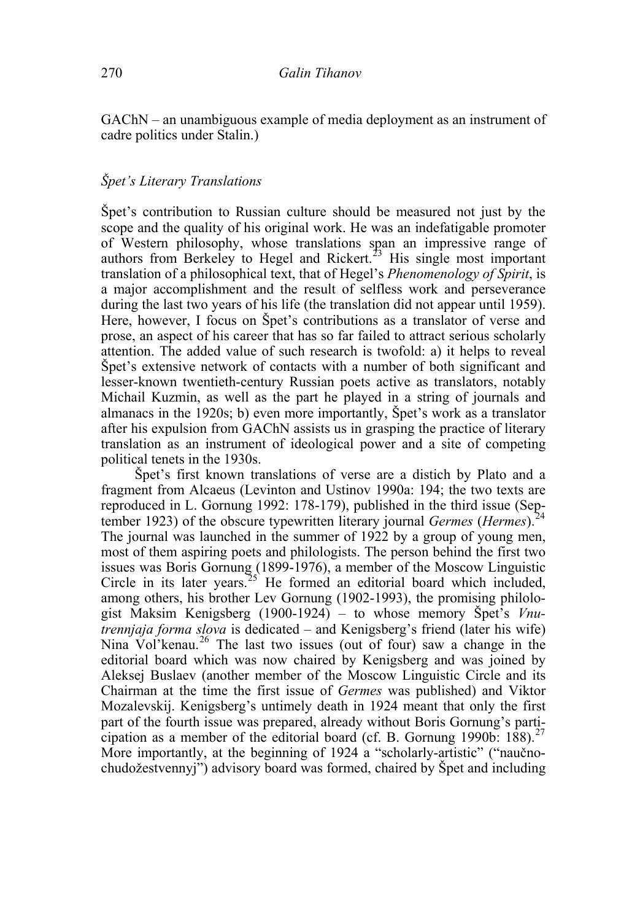GAChN – an unambiguous example of media deployment as an instrument of cadre politics under Stalin.)

### *Špet's Literary Translations*

Špet's contribution to Russian culture should be measured not just by the scope and the quality of his original work. He was an indefatigable promoter of Western philosophy, whose translations span an impressive range of authors from Berkeley to Hegel and Rickert.[23] His single most important translation of a philosophical text, that of Hegel's *Phenomenology of Spirit*, is a major accomplishment and the result of selfless work and perseverance during the last two years of his life (the translation did not appear until 1959). Here, however, I focus on Špet's contributions as a translator of verse and prose, an aspect of his career that has so far failed to attract serious scholarly attention. The added value of such research is twofold: a) it helps to reveal Špet's extensive network of contacts with a number of both significant and lesser-known twentieth-century Russian poets active as translators, notably Michail Kuzmin, as well as the part he played in a string of journals and almanacs in the 1920s; b) even more importantly, Špet's work as a translator after his expulsion from GAChN assists us in grasping the practice of literary translation as an instrument of ideological power and a site of competing political tenets in the 1930s.

Špet's first known translations of verse are a distich by Plato and a fragment from Alcaeus (Levinton and Ustinov 1990a: 194; the two texts are reproduced in L. Gornung 1992: 178-179), published in the third issue (September 1923) of the obscure typewritten literary journal *Germes* (*Hermes*).[24] The journal was launched in the summer of 1922 by a group of young men, most of them aspiring poets and philologists. The person behind the first two issues was Boris Gornung (1899-1976), a member of the Moscow Linguistic Circle in its later years.[25] He formed an editorial board which included, among others, his brother Lev Gornung (1902-1993), the promising philologist Maksim Kenigsberg (1900-1924) – to whose memory Špet's *Vnutrennjaja forma slova* is dedicated – and Kenigsberg's friend (later his wife) Nina Vol'kenau.[26] The last two issues (out of four) saw a change in the editorial board which was now chaired by Kenigsberg and was joined by Aleksej Buslaev (another member of the Moscow Linguistic Circle and its Chairman at the time the first issue of *Germes* was published) and Viktor Mozalevskij. Kenigsberg's untimely death in 1924 meant that only the first part of the fourth issue was prepared, already without Boris Gornung's participation as a member of the editorial board (cf. B. Gornung 1990b: 188).[27] More importantly, at the beginning of 1924 a "scholarly-artistic" ("naučno-chudožestvennyj") advisory board was formed, chaired by Špet and including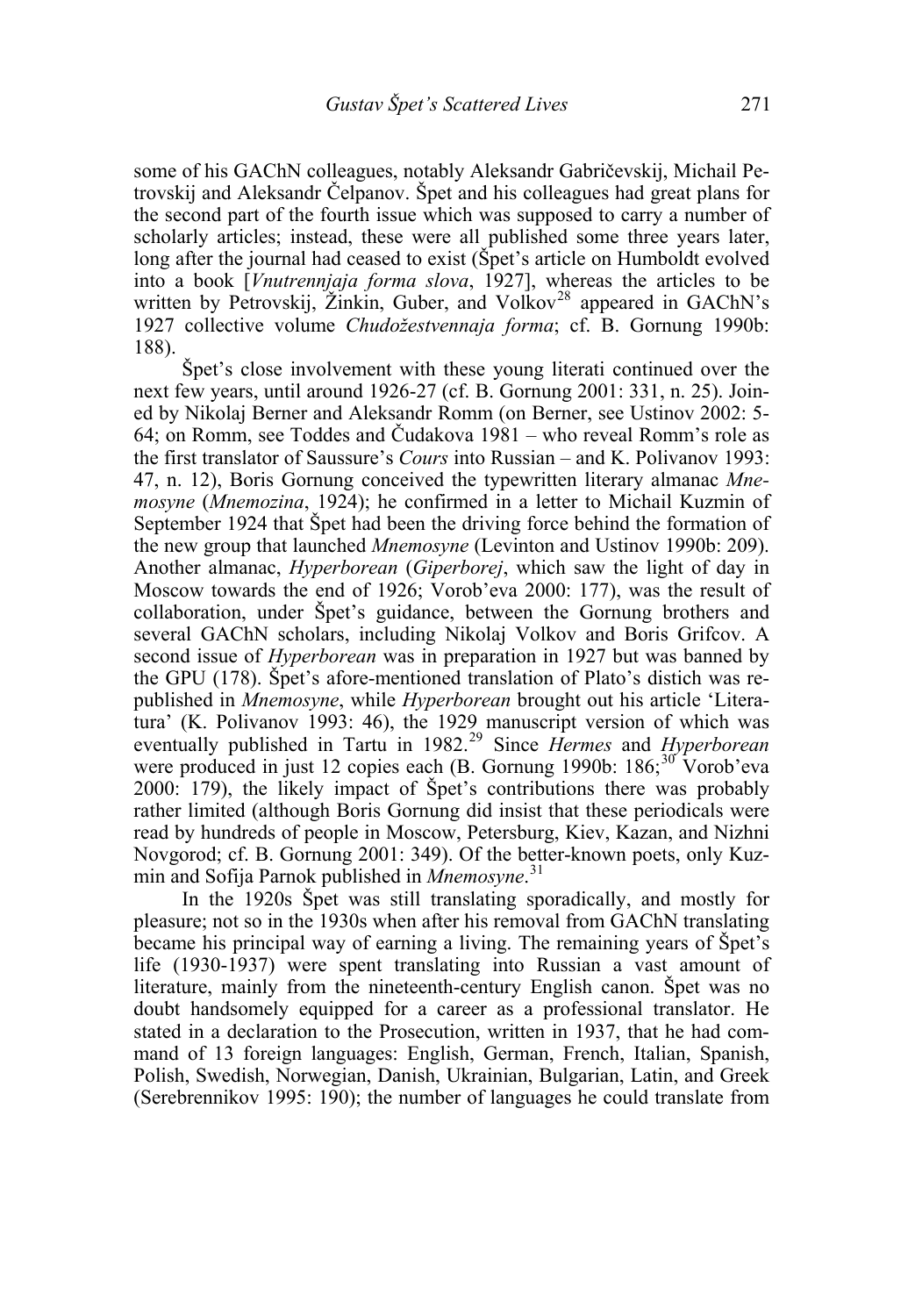some of his GAChN colleagues, notably Aleksandr Gabričevskij, Michail Petrovskij and Aleksandr Čelpanov. Špet and his colleagues had great plans for the second part of the fourth issue which was supposed to carry a number of scholarly articles; instead, these were all published some three years later, long after the journal had ceased to exist (Špet's article on Humboldt evolved into a book [*Vnutrennjaja forma slova*, 1927], whereas the articles to be written by Petrovskij, Žinkin, Guber, and Volkov[28] appeared in GAChN's 1927 collective volume *Chudožestvennaja forma*; cf. B. Gornung 1990b: 188).

Špet's close involvement with these young literati continued over the next few years, until around 1926-27 (cf. B. Gornung 2001: 331, n. 25). Joined by Nikolaj Berner and Aleksandr Romm (on Berner, see Ustinov 2002: 5-64; on Romm, see Toddes and Čudakova 1981 – who reveal Romm's role as the first translator of Saussure's *Cours* into Russian – and K. Polivanov 1993: 47, n. 12), Boris Gornung conceived the typewritten literary almanac *Mnemosyne* (*Mnemozina*, 1924); he confirmed in a letter to Michail Kuzmin of September 1924 that Špet had been the driving force behind the formation of the new group that launched *Mnemosyne* (Levinton and Ustinov 1990b: 209). Another almanac, *Hyperborean* (*Giperborej*, which saw the light of day in Moscow towards the end of 1926; Vorob'eva 2000: 177), was the result of collaboration, under Špet's guidance, between the Gornung brothers and several GAChN scholars, including Nikolaj Volkov and Boris Grifcov. A second issue of *Hyperborean* was in preparation in 1927 but was banned by the GPU (178). Špet's afore-mentioned translation of Plato's distich was republished in *Mnemosyne*, while *Hyperborean* brought out his article 'Literatura' (K. Polivanov 1993: 46), the 1929 manuscript version of which was eventually published in Tartu in 1982.[29] Since *Hermes* and *Hyperborean* were produced in just 12 copies each (B. Gornung 1990b: 186;[30] Vorob'eva 2000: 179), the likely impact of Špet's contributions there was probably rather limited (although Boris Gornung did insist that these periodicals were read by hundreds of people in Moscow, Petersburg, Kiev, Kazan, and Nizhni Novgorod; cf. B. Gornung 2001: 349). Of the better-known poets, only Kuzmin and Sofija Parnok published in *Mnemosyne*.[31]

In the 1920s Špet was still translating sporadically, and mostly for pleasure; not so in the 1930s when after his removal from GAChN translating became his principal way of earning a living. The remaining years of Špet's life (1930-1937) were spent translating into Russian a vast amount of literature, mainly from the nineteenth-century English canon. Špet was no doubt handsomely equipped for a career as a professional translator. He stated in a declaration to the Prosecution, written in 1937, that he had command of 13 foreign languages: English, German, French, Italian, Spanish, Polish, Swedish, Norwegian, Danish, Ukrainian, Bulgarian, Latin, and Greek (Serebrennikov 1995: 190); the number of languages he could translate from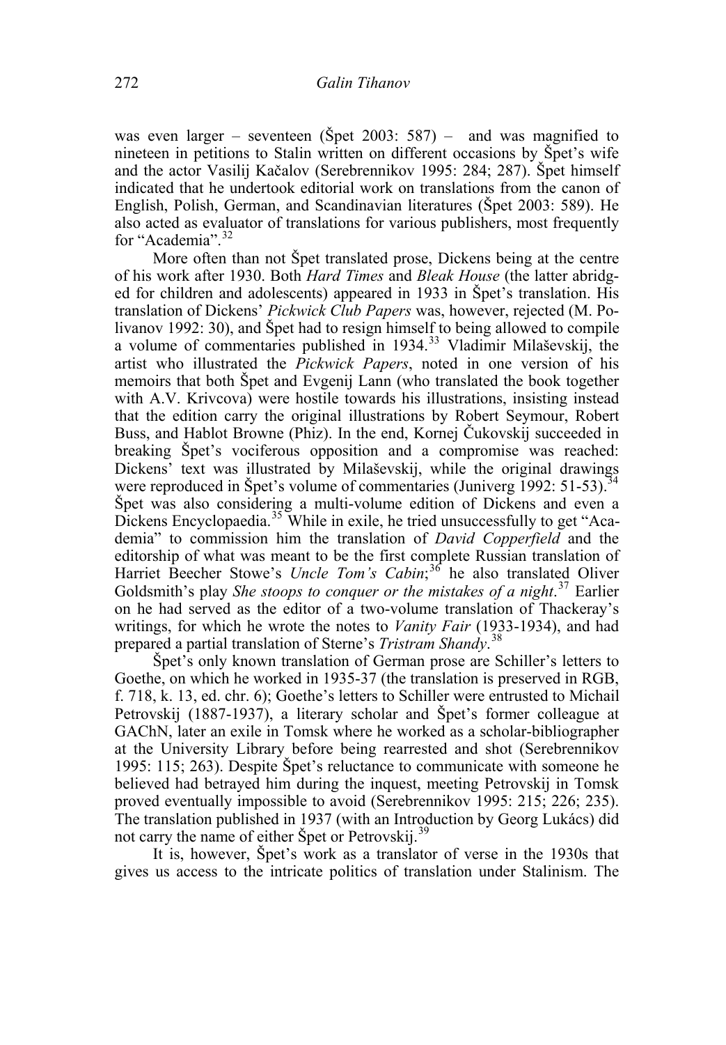was even larger – seventeen (Špet 2003: 587) – and was magnified to nineteen in petitions to Stalin written on different occasions by Špet's wife and the actor Vasilij Kačalov (Serebrennikov 1995: 284; 287). Špet himself indicated that he undertook editorial work on translations from the canon of English, Polish, German, and Scandinavian literatures (Špet 2003: 589). He also acted as evaluator of translations for various publishers, most frequently for "Academia".[32]

More often than not Špet translated prose, Dickens being at the centre of his work after 1930. Both *Hard Times* and *Bleak House* (the latter abridged for children and adolescents) appeared in 1933 in Špet's translation. His translation of Dickens' *Pickwick Club Papers* was, however, rejected (M. Polivanov 1992: 30), and Špet had to resign himself to being allowed to compile a volume of commentaries published in 1934.[33] Vladimir Milaševskij, the artist who illustrated the *Pickwick Papers*, noted in one version of his memoirs that both Špet and Evgenij Lann (who translated the book together with A.V. Krivcova) were hostile towards his illustrations, insisting instead that the edition carry the original illustrations by Robert Seymour, Robert Buss, and Hablot Browne (Phiz). In the end, Kornej Čukovskij succeeded in breaking Špet's vociferous opposition and a compromise was reached: Dickens' text was illustrated by Milaševskij, while the original drawings were reproduced in Špet's volume of commentaries (Juniverg 1992: 51-53).[34] Špet was also considering a multi-volume edition of Dickens and even a Dickens Encyclopaedia.[35] While in exile, he tried unsuccessfully to get "Academia" to commission him the translation of *David Copperfield* and the editorship of what was meant to be the first complete Russian translation of Harriet Beecher Stowe's *Uncle Tom's Cabin*;[36] he also translated Oliver Goldsmith's play *She stoops to conquer or the mistakes of a night*.[37] Earlier on he had served as the editor of a two-volume translation of Thackeray's writings, for which he wrote the notes to *Vanity Fair* (1933-1934), and had prepared a partial translation of Sterne's *Tristram Shandy*.[38]

Špet's only known translation of German prose are Schiller's letters to Goethe, on which he worked in 1935-37 (the translation is preserved in RGB, f. 718, k. 13, ed. chr. 6); Goethe's letters to Schiller were entrusted to Michail Petrovskij (1887-1937), a literary scholar and Špet's former colleague at GAChN, later an exile in Tomsk where he worked as a scholar-bibliographer at the University Library before being rearrested and shot (Serebrennikov 1995: 115; 263). Despite Špet's reluctance to communicate with someone he believed had betrayed him during the inquest, meeting Petrovskij in Tomsk proved eventually impossible to avoid (Serebrennikov 1995: 215; 226; 235). The translation published in 1937 (with an Introduction by Georg Lukács) did not carry the name of either Špet or Petrovskij.[39]

It is, however, Špet's work as a translator of verse in the 1930s that gives us access to the intricate politics of translation under Stalinism. The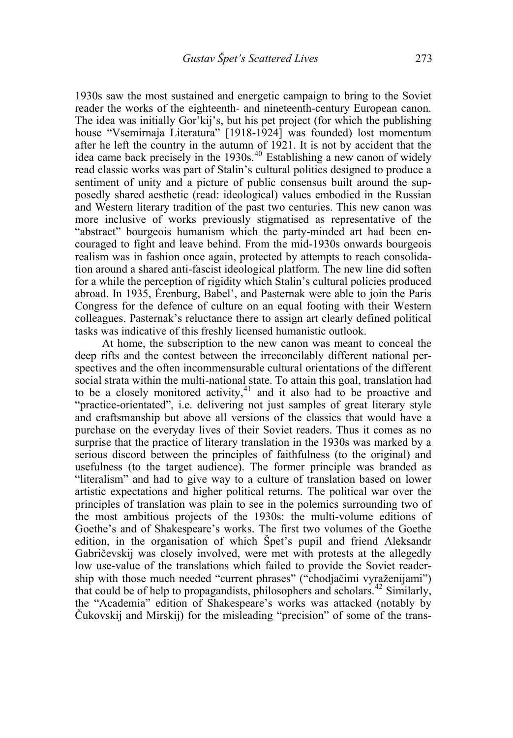1930s saw the most sustained and energetic campaign to bring to the Soviet reader the works of the eighteenth- and nineteenth-century European canon. The idea was initially Gor'kij's, but his pet project (for which the publishing house "Vsemirnaja Literatura" [1918-1924] was founded) lost momentum after he left the country in the autumn of 1921. It is not by accident that the idea came back precisely in the 1930s.[40] Establishing a new canon of widely read classic works was part of Stalin's cultural politics designed to produce a sentiment of unity and a picture of public consensus built around the supposedly shared aesthetic (read: ideological) values embodied in the Russian and Western literary tradition of the past two centuries. This new canon was more inclusive of works previously stigmatised as representative of the "abstract" bourgeois humanism which the party-minded art had been encouraged to fight and leave behind. From the mid-1930s onwards bourgeois realism was in fashion once again, protected by attempts to reach consolidation around a shared anti-fascist ideological platform. The new line did soften for a while the perception of rigidity which Stalin's cultural policies produced abroad. In 1935, Ėrenburg, Babel', and Pasternak were able to join the Paris Congress for the defence of culture on an equal footing with their Western colleagues. Pasternak's reluctance there to assign art clearly defined political tasks was indicative of this freshly licensed humanistic outlook.

At home, the subscription to the new canon was meant to conceal the deep rifts and the contest between the irreconcilably different national perspectives and the often incommensurable cultural orientations of the different social strata within the multi-national state. To attain this goal, translation had to be a closely monitored activity,[41] and it also had to be proactive and "practice-orientated", i.e. delivering not just samples of great literary style and craftsmanship but above all versions of the classics that would have a purchase on the everyday lives of their Soviet readers. Thus it comes as no surprise that the practice of literary translation in the 1930s was marked by a serious discord between the principles of faithfulness (to the original) and usefulness (to the target audience). The former principle was branded as "literalism" and had to give way to a culture of translation based on lower artistic expectations and higher political returns. The political war over the principles of translation was plain to see in the polemics surrounding two of the most ambitious projects of the 1930s: the multi-volume editions of Goethe's and of Shakespeare's works. The first two volumes of the Goethe edition, in the organisation of which Špet's pupil and friend Aleksandr Gabričevskij was closely involved, were met with protests at the allegedly low use-value of the translations which failed to provide the Soviet readership with those much needed "current phrases" ("chodjačimi vyraženijami") that could be of help to propagandists, philosophers and scholars.[42] Similarly, the "Academia" edition of Shakespeare's works was attacked (notably by Čukovskij and Mirskij) for the misleading "precision" of some of the trans-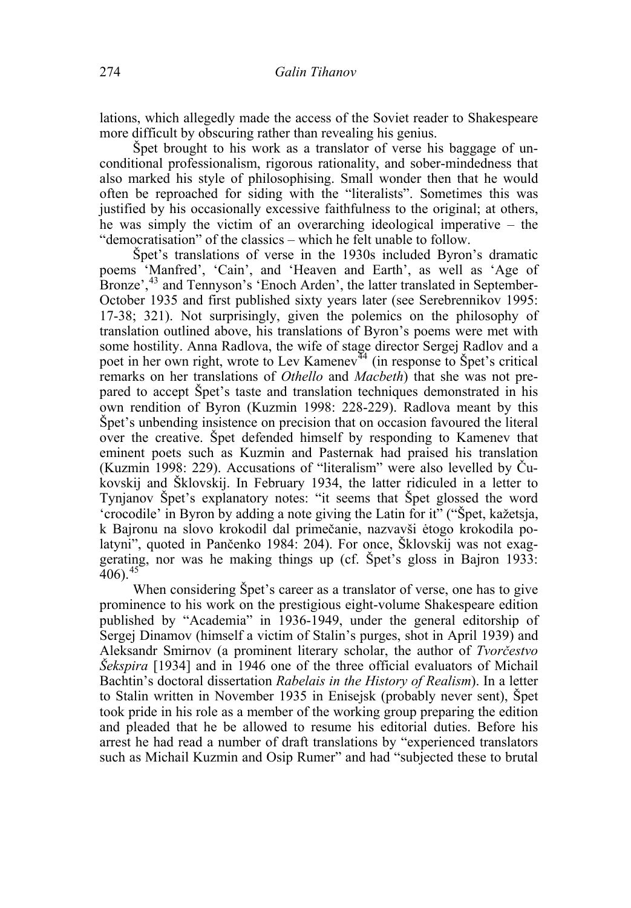lations, which allegedly made the access of the Soviet reader to Shakespeare more difficult by obscuring rather than revealing his genius.

Špet brought to his work as a translator of verse his baggage of unconditional professionalism, rigorous rationality, and sober-mindedness that also marked his style of philosophising. Small wonder then that he would often be reproached for siding with the "literalists". Sometimes this was justified by his occasionally excessive faithfulness to the original; at others, he was simply the victim of an overarching ideological imperative – the "democratisation" of the classics – which he felt unable to follow.

Špet's translations of verse in the 1930s included Byron's dramatic poems 'Manfred', 'Cain', and 'Heaven and Earth', as well as 'Age of Bronze',[43] and Tennyson's 'Enoch Arden', the latter translated in September-October 1935 and first published sixty years later (see Serebrennikov 1995: 17-38; 321). Not surprisingly, given the polemics on the philosophy of translation outlined above, his translations of Byron's poems were met with some hostility. Anna Radlova, the wife of stage director Sergej Radlov and a poet in her own right, wrote to Lev Kamenev[44] (in response to Špet's critical remarks on her translations of *Othello* and *Macbeth*) that she was not prepared to accept Špet's taste and translation techniques demonstrated in his own rendition of Byron (Kuzmin 1998: 228-229). Radlova meant by this Špet's unbending insistence on precision that on occasion favoured the literal over the creative. Špet defended himself by responding to Kamenev that eminent poets such as Kuzmin and Pasternak had praised his translation (Kuzmin 1998: 229). Accusations of "literalism" were also levelled by Čukovskij and Šklovskij. In February 1934, the latter ridiculed in a letter to Tynjanov Špet's explanatory notes: "it seems that Špet glossed the word 'crocodile' in Byron by adding a note giving the Latin for it" ("Špet, kažetsja, k Bajronu na slovo krokodil dal primečanie, nazvavši ėtogo krokodila polatyni", quoted in Pančenko 1984: 204). For once, Šklovskij was not exaggerating, nor was he making things up (cf. Špet's gloss in Bajron 1933: 406).[45]

When considering Špet's career as a translator of verse, one has to give prominence to his work on the prestigious eight-volume Shakespeare edition published by "Academia" in 1936-1949, under the general editorship of Sergej Dinamov (himself a victim of Stalin's purges, shot in April 1939) and Aleksandr Smirnov (a prominent literary scholar, the author of *Tvorčestvo Šekspira* [1934] and in 1946 one of the three official evaluators of Michail Bachtin's doctoral dissertation *Rabelais in the History of Realism*). In a letter to Stalin written in November 1935 in Enisejsk (probably never sent), Špet took pride in his role as a member of the working group preparing the edition and pleaded that he be allowed to resume his editorial duties. Before his arrest he had read a number of draft translations by "experienced translators such as Michail Kuzmin and Osip Rumer" and had "subjected these to brutal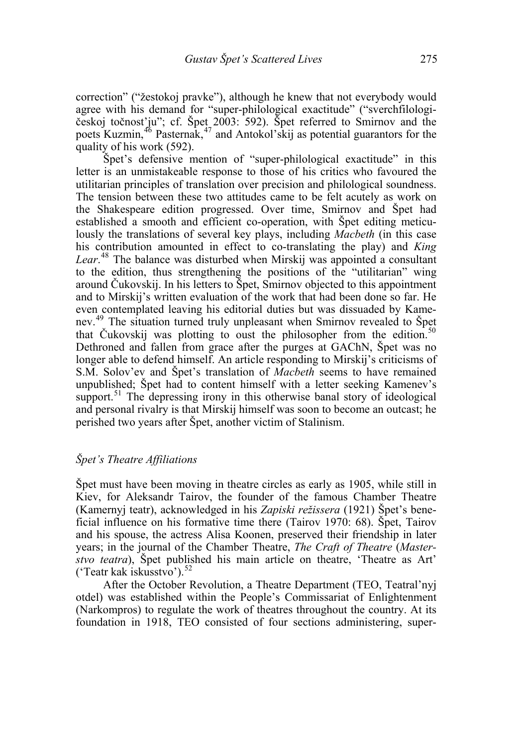correction" ("žestokoj pravke"), although he knew that not everybody would agree with his demand for "super-philological exactitude" ("sverchfilologičeskoj točnost'ju"; cf. Špet 2003: 592). Špet referred to Smirnov and the poets Kuzmin,[46] Pasternak,[47] and Antokol'skij as potential guarantors for the quality of his work (592).

Špet's defensive mention of "super-philological exactitude" in this letter is an unmistakeable response to those of his critics who favoured the utilitarian principles of translation over precision and philological soundness. The tension between these two attitudes came to be felt acutely as work on the Shakespeare edition progressed. Over time, Smirnov and Špet had established a smooth and efficient co-operation, with Špet editing meticulously the translations of several key plays, including *Macbeth* (in this case his contribution amounted in effect to co-translating the play) and *King Lear*.[48] The balance was disturbed when Mirskij was appointed a consultant to the edition, thus strengthening the positions of the "utilitarian" wing around Čukovskij. In his letters to Špet, Smirnov objected to this appointment and to Mirskij's written evaluation of the work that had been done so far. He even contemplated leaving his editorial duties but was dissuaded by Kamenev.[49] The situation turned truly unpleasant when Smirnov revealed to Špet that Čukovskij was plotting to oust the philosopher from the edition.[50] Dethroned and fallen from grace after the purges at GAChN, Špet was no longer able to defend himself. An article responding to Mirskij's criticisms of S.M. Solov'ev and Špet's translation of *Macbeth* seems to have remained unpublished; Špet had to content himself with a letter seeking Kamenev's support.[51] The depressing irony in this otherwise banal story of ideological and personal rivalry is that Mirskij himself was soon to become an outcast; he perished two years after Špet, another victim of Stalinism.

### *Špet's Theatre Affiliations*

Špet must have been moving in theatre circles as early as 1905, while still in Kiev, for Aleksandr Tairov, the founder of the famous Chamber Theatre (Kamernyj teatr), acknowledged in his *Zapiski režissera* (1921) Špet's beneficial influence on his formative time there (Tairov 1970: 68). Špet, Tairov and his spouse, the actress Alisa Koonen, preserved their friendship in later years; in the journal of the Chamber Theatre, *The Craft of Theatre* (*Masterstvo teatra*), Špet published his main article on theatre, 'Theatre as Art' ('Teatr kak iskusstvo').[52]

After the October Revolution, a Theatre Department (TEO, Teatral'nyj otdel) was established within the People's Commissariat of Enlightenment (Narkompros) to regulate the work of theatres throughout the country. At its foundation in 1918, TEO consisted of four sections administering, super-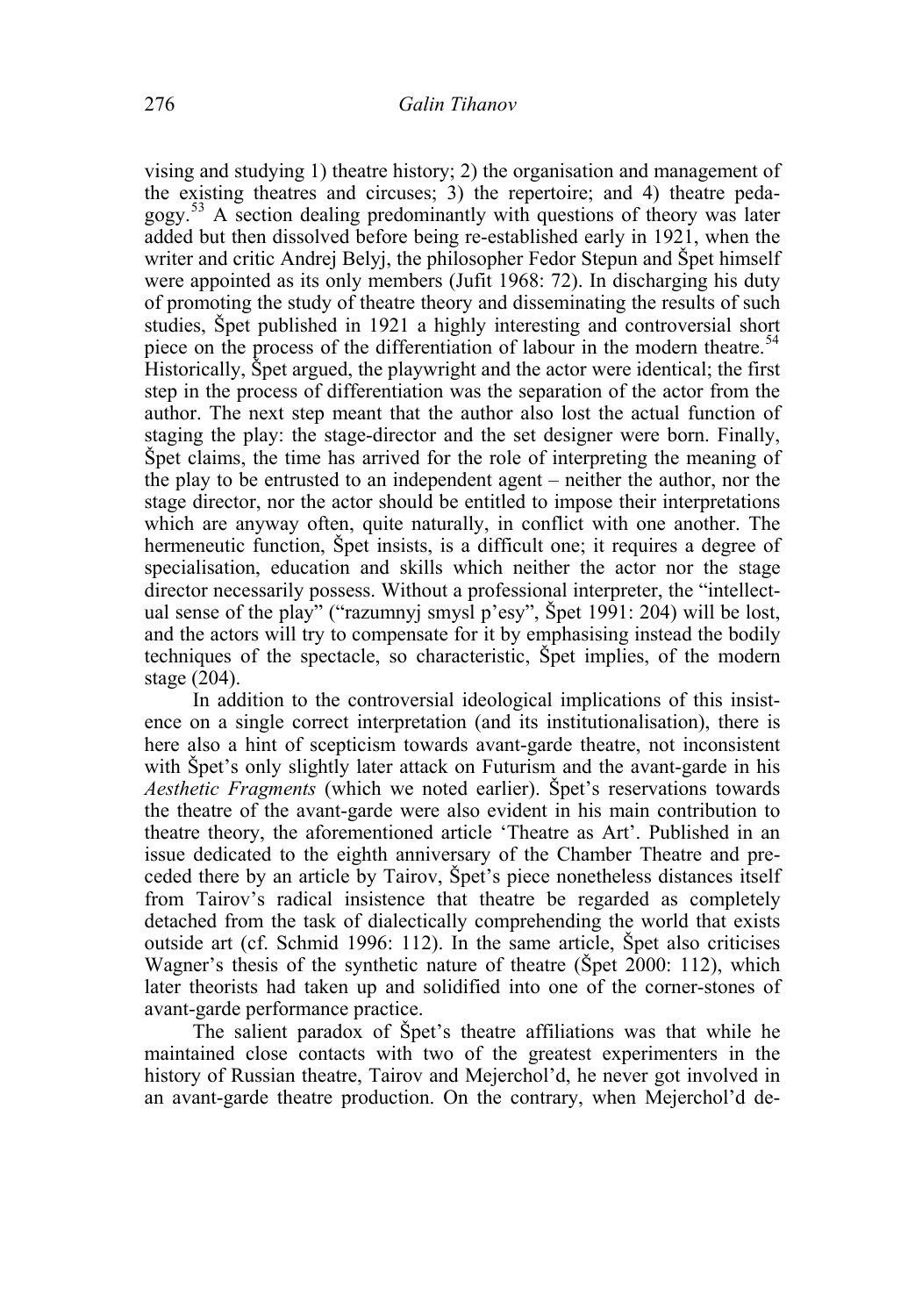vising and studying 1) theatre history; 2) the organisation and management of the existing theatres and circuses; 3) the repertoire; and 4) theatre pedagogy.[53] A section dealing predominantly with questions of theory was later added but then dissolved before being re-established early in 1921, when the writer and critic Andrej Belyj, the philosopher Fedor Stepun and Špet himself were appointed as its only members (Jufit 1968: 72). In discharging his duty of promoting the study of theatre theory and disseminating the results of such studies, Špet published in 1921 a highly interesting and controversial short piece on the process of the differentiation of labour in the modern theatre.[54] Historically, Špet argued, the playwright and the actor were identical; the first step in the process of differentiation was the separation of the actor from the author. The next step meant that the author also lost the actual function of staging the play: the stage-director and the set designer were born. Finally, Špet claims, the time has arrived for the role of interpreting the meaning of the play to be entrusted to an independent agent – neither the author, nor the stage director, nor the actor should be entitled to impose their interpretations which are anyway often, quite naturally, in conflict with one another. The hermeneutic function, Špet insists, is a difficult one; it requires a degree of specialisation, education and skills which neither the actor nor the stage director necessarily possess. Without a professional interpreter, the "intellectual sense of the play" ("razumnyj smysl p'esy", Špet 1991: 204) will be lost, and the actors will try to compensate for it by emphasising instead the bodily techniques of the spectacle, so characteristic, Špet implies, of the modern stage (204).

In addition to the controversial ideological implications of this insistence on a single correct interpretation (and its institutionalisation), there is here also a hint of scepticism towards avant-garde theatre, not inconsistent with Špet's only slightly later attack on Futurism and the avant-garde in his *Aesthetic Fragments* (which we noted earlier). Špet's reservations towards the theatre of the avant-garde were also evident in his main contribution to theatre theory, the aforementioned article 'Theatre as Art'. Published in an issue dedicated to the eighth anniversary of the Chamber Theatre and preceded there by an article by Tairov, Špet's piece nonetheless distances itself from Tairov's radical insistence that theatre be regarded as completely detached from the task of dialectically comprehending the world that exists outside art (cf. Schmid 1996: 112). In the same article, Špet also criticises Wagner's thesis of the synthetic nature of theatre (Špet 2000: 112), which later theorists had taken up and solidified into one of the corner-stones of avant-garde performance practice.

The salient paradox of Špet's theatre affiliations was that while he maintained close contacts with two of the greatest experimenters in the history of Russian theatre, Tairov and Mejerchol'd, he never got involved in an avant-garde theatre production. On the contrary, when Mejerchol'd de-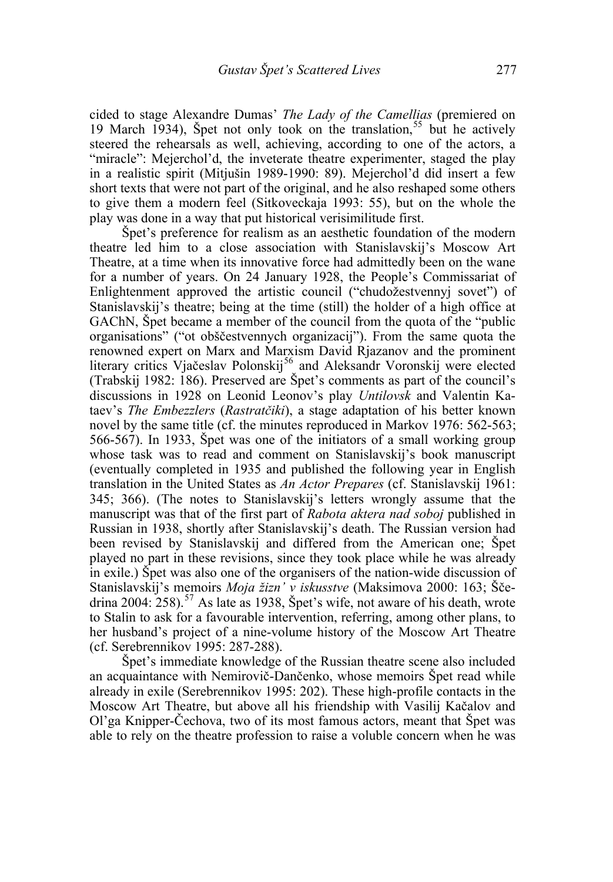cided to stage Alexandre Dumas' *The Lady of the Camellias* (premiered on 19 March 1934), Špet not only took on the translation,[55] but he actively steered the rehearsals as well, achieving, according to one of the actors, a "miracle": Mejerchol'd, the inveterate theatre experimenter, staged the play in a realistic spirit (Mitjušin 1989-1990: 89). Mejerchol'd did insert a few short texts that were not part of the original, and he also reshaped some others to give them a modern feel (Sitkoveckaja 1993: 55), but on the whole the play was done in a way that put historical verisimilitude first.

Špet's preference for realism as an aesthetic foundation of the modern theatre led him to a close association with Stanislavskij's Moscow Art Theatre, at a time when its innovative force had admittedly been on the wane for a number of years. On 24 January 1928, the People's Commissariat of Enlightenment approved the artistic council ("chudožestvennyj sovet") of Stanislavskij's theatre; being at the time (still) the holder of a high office at GAChN, Špet became a member of the council from the quota of the "public organisations" ("ot obščestvennych organizacij"). From the same quota the renowned expert on Marx and Marxism David Rjazanov and the prominent literary critics Vjačeslav Polonskij[56] and Aleksandr Voronskij were elected (Trabskij 1982: 186). Preserved are Špet's comments as part of the council's discussions in 1928 on Leonid Leonov's play *Untilovsk* and Valentin Kataev's *The Embezzlers* (*Rastratčiki*), a stage adaptation of his better known novel by the same title (cf. the minutes reproduced in Markov 1976: 562-563; 566-567). In 1933, Špet was one of the initiators of a small working group whose task was to read and comment on Stanislavskij's book manuscript (eventually completed in 1935 and published the following year in English translation in the United States as *An Actor Prepares* (cf. Stanislavskij 1961: 345; 366). (The notes to Stanislavskij's letters wrongly assume that the manuscript was that of the first part of *Rabota aktera nad soboj* published in Russian in 1938, shortly after Stanislavskij's death. The Russian version had been revised by Stanislavskij and differed from the American one; Špet played no part in these revisions, since they took place while he was already in exile.) Špet was also one of the organisers of the nation-wide discussion of Stanislavskij's memoirs *Moja žizn' v iskusstve* (Maksimova 2000: 163; Ščedrina 2004: 258).[57] As late as 1938, Špet's wife, not aware of his death, wrote to Stalin to ask for a favourable intervention, referring, among other plans, to her husband's project of a nine-volume history of the Moscow Art Theatre (cf. Serebrennikov 1995: 287-288).

Špet's immediate knowledge of the Russian theatre scene also included an acquaintance with Nemirovič-Dančenko, whose memoirs Špet read while already in exile (Serebrennikov 1995: 202). These high-profile contacts in the Moscow Art Theatre, but above all his friendship with Vasilij Kačalov and Ol'ga Knipper-Čechova, two of its most famous actors, meant that Špet was able to rely on the theatre profession to raise a voluble concern when he was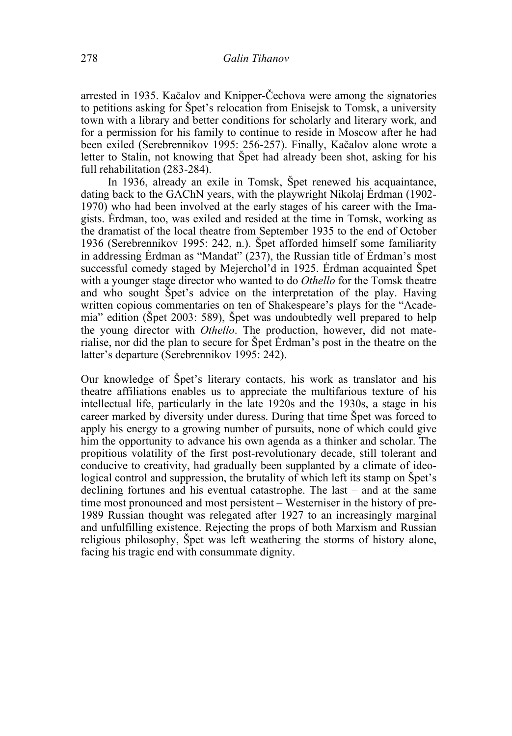arrested in 1935. Kačalov and Knipper-Čechova were among the signatories to petitions asking for Špet's relocation from Enisejsk to Tomsk, a university town with a library and better conditions for scholarly and literary work, and for a permission for his family to continue to reside in Moscow after he had been exiled (Serebrennikov 1995: 256-257). Finally, Kačalov alone wrote a letter to Stalin, not knowing that Špet had already been shot, asking for his full rehabilitation (283-284).

In 1936, already an exile in Tomsk, Špet renewed his acquaintance, dating back to the GAChN years, with the playwright Nikolaj Ėrdman (1902-1970) who had been involved at the early stages of his career with the Imagists. Ėrdman, too, was exiled and resided at the time in Tomsk, working as the dramatist of the local theatre from September 1935 to the end of October 1936 (Serebrennikov 1995: 242, n.). Špet afforded himself some familiarity in addressing Ėrdman as "Mandat" (237), the Russian title of Ėrdman's most successful comedy staged by Mejerchol'd in 1925. Ėrdman acquainted Špet with a younger stage director who wanted to do *Othello* for the Tomsk theatre and who sought Špet's advice on the interpretation of the play. Having written copious commentaries on ten of Shakespeare's plays for the "Academia" edition (Špet 2003: 589), Špet was undoubtedly well prepared to help the young director with *Othello*. The production, however, did not materialise, nor did the plan to secure for Špet Ėrdman's post in the theatre on the latter's departure (Serebrennikov 1995: 242).

Our knowledge of Špet's literary contacts, his work as translator and his theatre affiliations enables us to appreciate the multifarious texture of his intellectual life, particularly in the late 1920s and the 1930s, a stage in his career marked by diversity under duress. During that time Špet was forced to apply his energy to a growing number of pursuits, none of which could give him the opportunity to advance his own agenda as a thinker and scholar. The propitious volatility of the first post-revolutionary decade, still tolerant and conducive to creativity, had gradually been supplanted by a climate of ideological control and suppression, the brutality of which left its stamp on Špet's declining fortunes and his eventual catastrophe. The last – and at the same time most pronounced and most persistent – Westerniser in the history of pre-1989 Russian thought was relegated after 1927 to an increasingly marginal and unfulfilling existence. Rejecting the props of both Marxism and Russian religious philosophy, Špet was left weathering the storms of history alone, facing his tragic end with consummate dignity.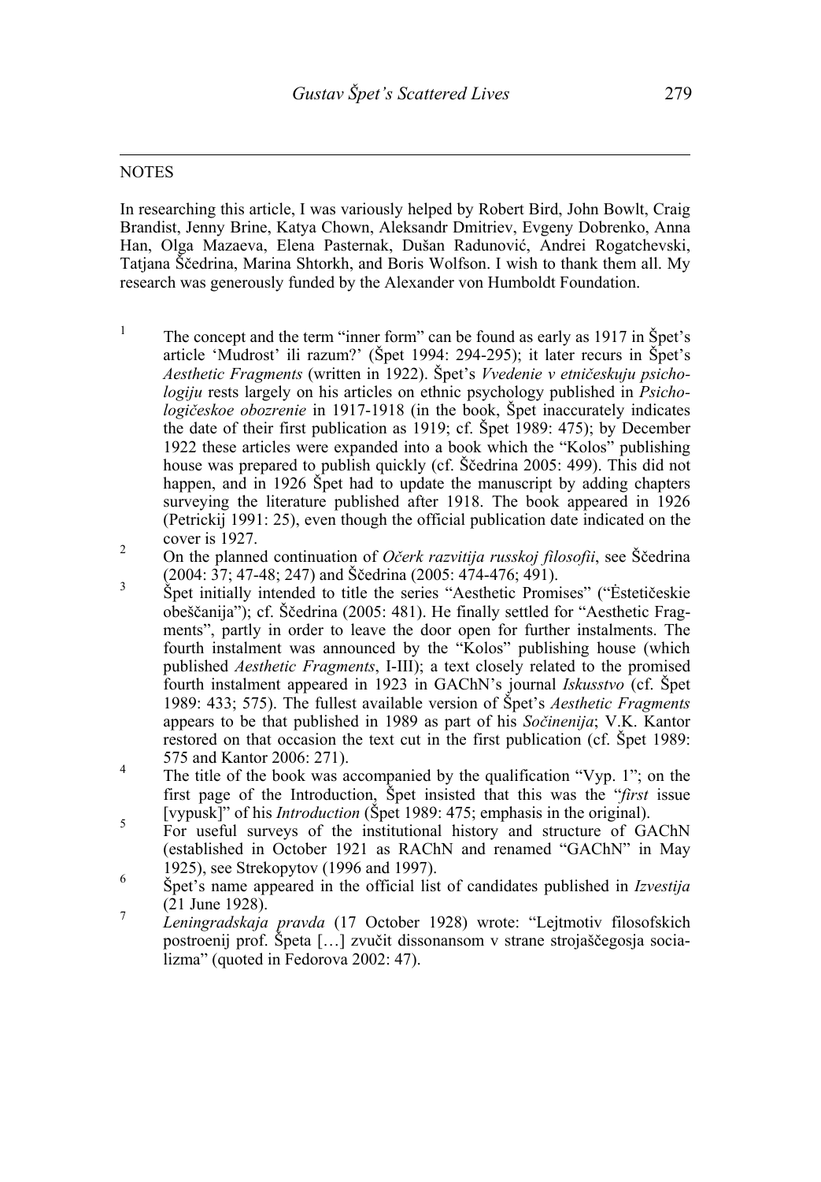## NOTES

In researching this article, I was variously helped by Robert Bird, John Bowlt, Craig Brandist, Jenny Brine, Katya Chown, Aleksandr Dmitriev, Evgeny Dobrenko, Anna Han, Olga Mazaeva, Elena Pasternak, Dušan Radunović, Andrei Rogatchevski, Tatjana Ščedrina, Marina Shtorkh, and Boris Wolfson. I wish to thank them all. My research was generously funded by the Alexander von Humboldt Foundation.

1. The concept and the term "inner form" can be found as early as 1917 in Špet's article 'Mudrost' ili razum?' (Špet 1994: 294-295); it later recurs in Špet's *Aesthetic Fragments* (written in 1922). Špet's *Vvedenie v etničeskuju psichologiju* rests largely on his articles on ethnic psychology published in *Psichologičeskoe obozrenie* in 1917-1918 (in the book, Špet inaccurately indicates the date of their first publication as 1919; cf. Špet 1989: 475); by December 1922 these articles were expanded into a book which the "Kolos" publishing house was prepared to publish quickly (cf. Ščedrina 2005: 499). This did not happen, and in 1926 Špet had to update the manuscript by adding chapters surveying the literature published after 1918. The book appeared in 1926 (Petrickij 1991: 25), even though the official publication date indicated on the cover is 1927.
2. On the planned continuation of *Očerk razvitija russkoj filosofii*, see Ščedrina (2004: 37; 47-48; 247) and Ščedrina (2005: 474-476; 491).
3. Špet initially intended to title the series "Aesthetic Promises" ("Ėstetičeskie obeščanija"); cf. Ščedrina (2005: 481). He finally settled for "Aesthetic Fragments", partly in order to leave the door open for further instalments. The fourth instalment was announced by the "Kolos" publishing house (which published *Aesthetic Fragments*, I-III); a text closely related to the promised fourth instalment appeared in 1923 in GAChN's journal *Iskusstvo* (cf. Špet 1989: 433; 575). The fullest available version of Špet's *Aesthetic Fragments* appears to be that published in 1989 as part of his *Sočinenija*; V.K. Kantor restored on that occasion the text cut in the first publication (cf. Špet 1989: 575 and Kantor 2006: 271).
4. The title of the book was accompanied by the qualification "Vyp. 1"; on the first page of the Introduction, Špet insisted that this was the "*first* issue [vypusk]" of his *Introduction* (Špet 1989: 475; emphasis in the original).
5. For useful surveys of the institutional history and structure of GAChN (established in October 1921 as RAChN and renamed "GAChN" in May 1925), see Strekopytov (1996 and 1997).
6. Špet's name appeared in the official list of candidates published in *Izvestija* (21 June 1928).
7. *Leningradskaja pravda* (17 October 1928) wrote: "Lejtmotiv filosofskich postroenij prof. Špeta […] zvučit dissonansom v strane strojaščegosja socializma" (quoted in Fedorova 2002: 47).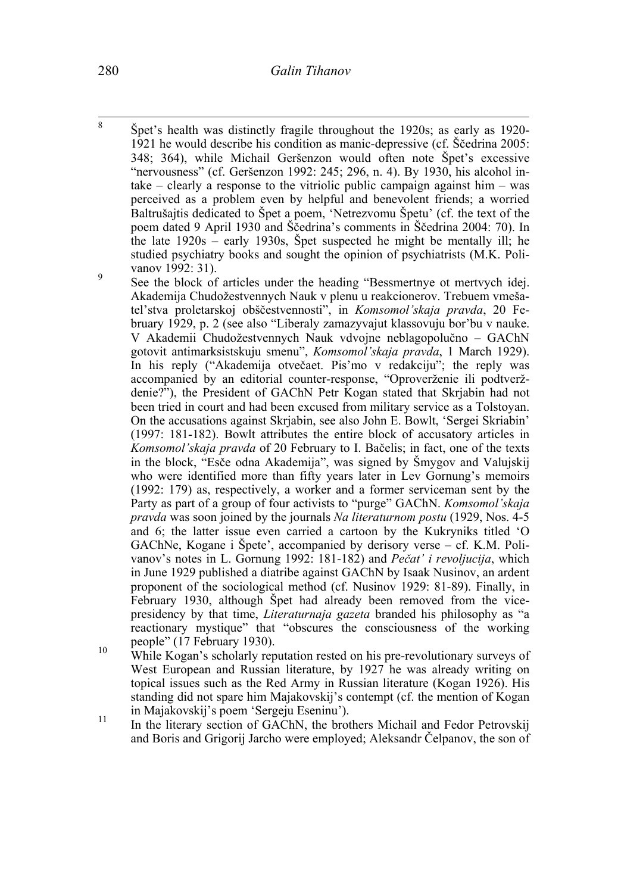[8] Špet's health was distinctly fragile throughout the 1920s; as early as 1920-1921 he would describe his condition as manic-depressive (cf. Ščedrina 2005: 348; 364), while Michail Geršenzon would often note Špet's excessive "nervousness" (cf. Geršenzon 1992: 245; 296, n. 4). By 1930, his alcohol intake – clearly a response to the vitriolic public campaign against him – was perceived as a problem even by helpful and benevolent friends; a worried Baltrušajtis dedicated to Špet a poem, 'Netrezvomu Špetu' (cf. the text of the poem dated 9 April 1930 and Ščedrina's comments in Ščedrina 2004: 70). In the late 1920s – early 1930s, Špet suspected he might be mentally ill; he studied psychiatry books and sought the opinion of psychiatrists (M.K. Polivanov 1992: 31).

[9] See the block of articles under the heading "Bessmertnye ot mertvych idej. Akademija Chudožestvennych Nauk v plenu u reakcionerov. Trebuem vmešatel'stva proletarskoj obščestvennosti", in *Komsomol'skaja pravda*, 20 February 1929, p. 2 (see also "Liberaly zamazyvajut klassovuju bor'bu v nauke. V Akademii Chudožestvennych Nauk vdvojne neblagopolučno – GAChN gotovit antimarksistskuju smenu", *Komsomol'skaja pravda*, 1 March 1929). In his reply ("Akademija otvečaet. Pis'mo v redakciju"; the reply was accompanied by an editorial counter-response, "Oproverženie ili podtverždenie?"), the President of GAChN Petr Kogan stated that Skrjabin had not been tried in court and had been excused from military service as a Tolstoyan. On the accusations against Skrjabin, see also John E. Bowlt, 'Sergei Skriabin' (1997: 181-182). Bowlt attributes the entire block of accusatory articles in *Komsomol'skaja pravda* of 20 February to I. Bačelis; in fact, one of the texts in the block, "Esče odna Akademija", was signed by Šmygov and Valujskij who were identified more than fifty years later in Lev Gornung's memoirs (1992: 179) as, respectively, a worker and a former serviceman sent by the Party as part of a group of four activists to "purge" GAChN. *Komsomol'skaja pravda* was soon joined by the journals *Na literaturnom postu* (1929, Nos. 4-5 and 6; the latter issue even carried a cartoon by the Kukryniks titled 'O GAChNe, Kogane i Špete', accompanied by derisory verse – cf. K.M. Polivanov's notes in L. Gornung 1992: 181-182) and *Pečat' i revoljucija*, which in June 1929 published a diatribe against GAChN by Isaak Nusinov, an ardent proponent of the sociological method (cf. Nusinov 1929: 81-89). Finally, in February 1930, although Špet had already been removed from the vice-presidency by that time, *Literaturnaja gazeta* branded his philosophy as "a reactionary mystique" that "obscures the consciousness of the working people" (17 February 1930).

[10] While Kogan's scholarly reputation rested on his pre-revolutionary surveys of West European and Russian literature, by 1927 he was already writing on topical issues such as the Red Army in Russian literature (Kogan 1926). His standing did not spare him Majakovskij's contempt (cf. the mention of Kogan in Majakovskij's poem 'Sergeju Eseninu').

[11] In the literary section of GAChN, the brothers Michail and Fedor Petrovskij and Boris and Grigorij Jarcho were employed; Aleksandr Čelpanov, the son of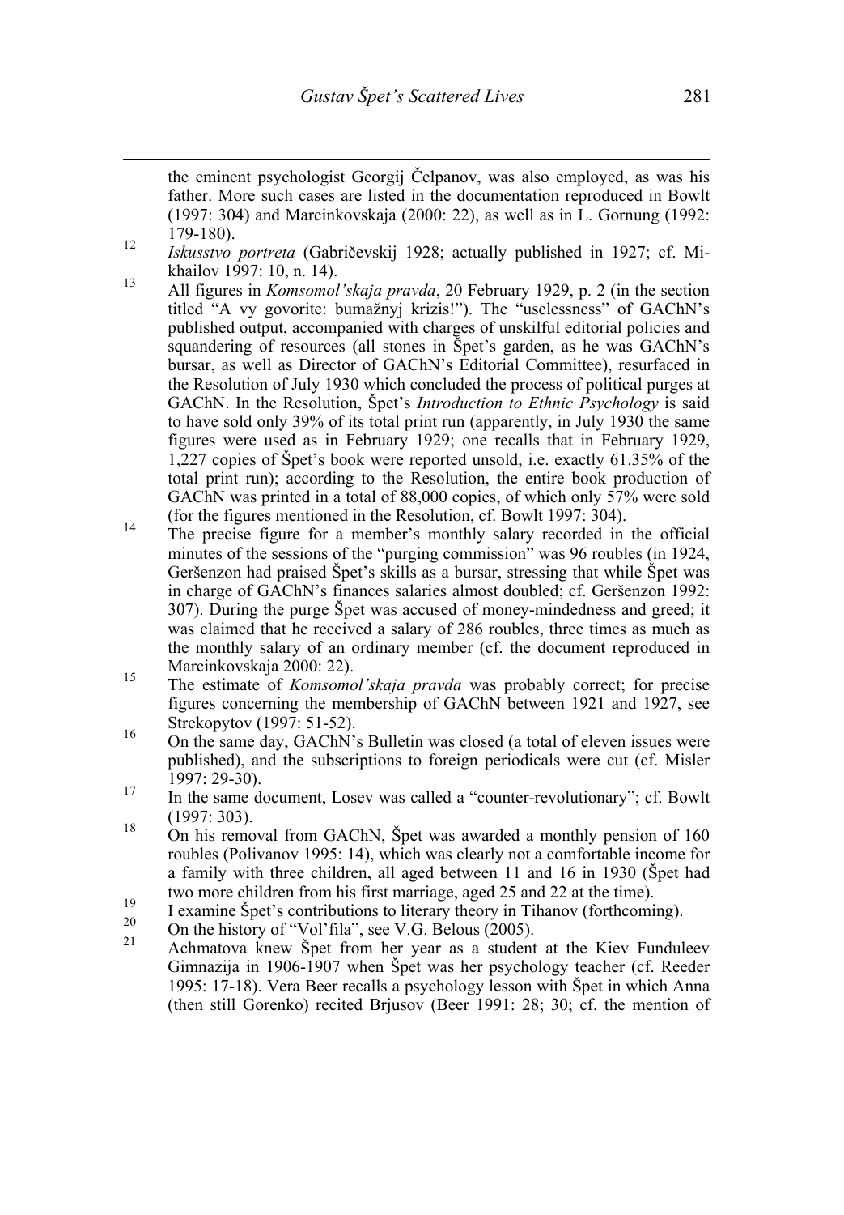the eminent psychologist Georgij Čelpanov, was also employed, as was his father. More such cases are listed in the documentation reproduced in Bowlt (1997: 304) and Marcinkovskaja (2000: 22), as well as in L. Gornung (1992: 179-180).

12 *Iskusstvo portreta* (Gabričevskij 1928; actually published in 1927; cf. Mikhailov 1997: 10, n. 14).

13 All figures in *Komsomol'skaja pravda*, 20 February 1929, p. 2 (in the section titled "A vy govorite: bumažnyj krizis!"). The "uselessness" of GAChN's published output, accompanied with charges of unskilful editorial policies and squandering of resources (all stones in Špet's garden, as he was GAChN's bursar, as well as Director of GAChN's Editorial Committee), resurfaced in the Resolution of July 1930 which concluded the process of political purges at GAChN. In the Resolution, Špet's *Introduction to Ethnic Psychology* is said to have sold only 39% of its total print run (apparently, in July 1930 the same figures were used as in February 1929; one recalls that in February 1929, 1,227 copies of Špet's book were reported unsold, i.e. exactly 61.35% of the total print run); according to the Resolution, the entire book production of GAChN was printed in a total of 88,000 copies, of which only 57% were sold (for the figures mentioned in the Resolution, cf. Bowlt 1997: 304).

14 The precise figure for a member's monthly salary recorded in the official minutes of the sessions of the "purging commission" was 96 roubles (in 1924, Geršenzon had praised Špet's skills as a bursar, stressing that while Špet was in charge of GAChN's finances salaries almost doubled; cf. Geršenzon 1992: 307). During the purge Špet was accused of money-mindedness and greed; it was claimed that he received a salary of 286 roubles, three times as much as the monthly salary of an ordinary member (cf. the document reproduced in Marcinkovskaja 2000: 22).

15 The estimate of *Komsomol'skaja pravda* was probably correct; for precise figures concerning the membership of GAChN between 1921 and 1927, see Strekopytov (1997: 51-52).

16 On the same day, GAChN's Bulletin was closed (a total of eleven issues were published), and the subscriptions to foreign periodicals were cut (cf. Misler 1997: 29-30).

17 In the same document, Losev was called a "counter-revolutionary"; cf. Bowlt (1997: 303).

18 On his removal from GAChN, Špet was awarded a monthly pension of 160 roubles (Polivanov 1995: 14), which was clearly not a comfortable income for a family with three children, all aged between 11 and 16 in 1930 (Špet had two more children from his first marriage, aged 25 and 22 at the time).

19 I examine Špet's contributions to literary theory in Tihanov (forthcoming).

20 On the history of "Vol'fila", see V.G. Belous (2005).

21 Achmatova knew Špet from her year as a student at the Kiev Funduleev Gimnazija in 1906-1907 when Špet was her psychology teacher (cf. Reeder 1995: 17-18). Vera Beer recalls a psychology lesson with Špet in which Anna (then still Gorenko) recited Brjusov (Beer 1991: 28; 30; cf. the mention of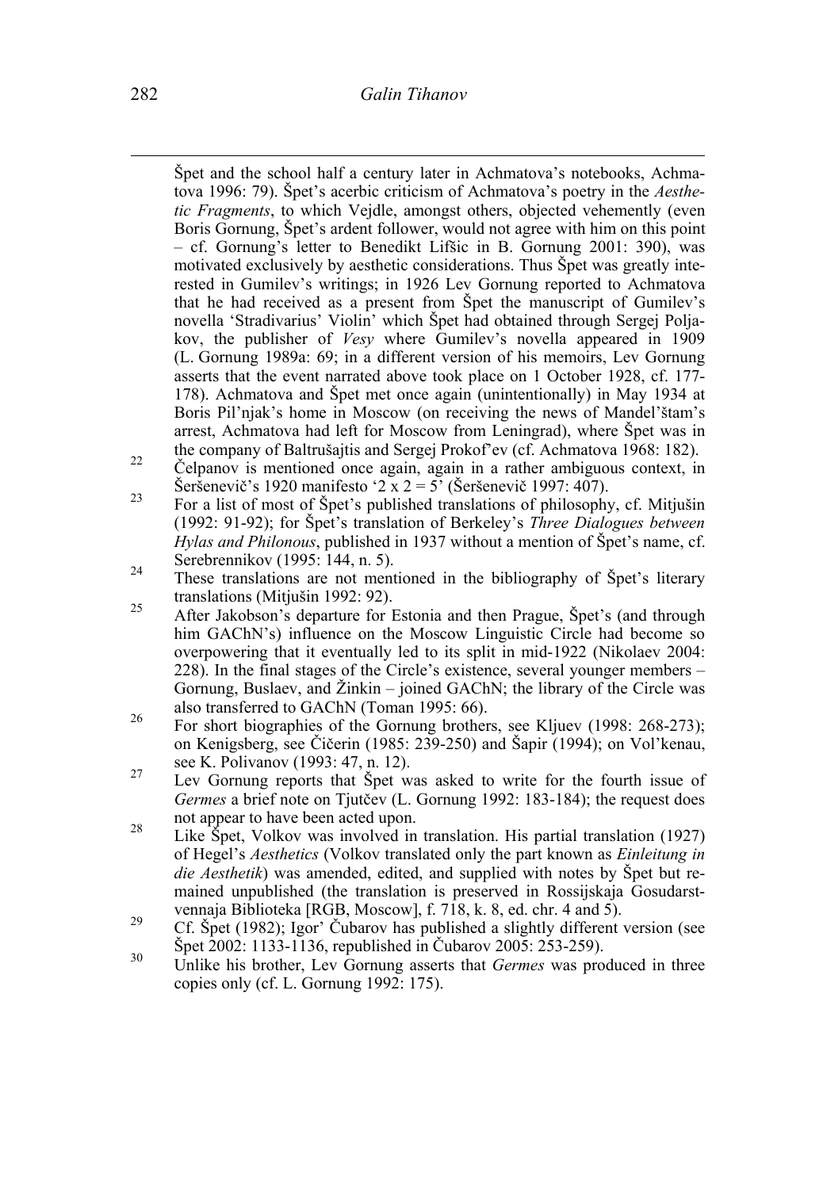Špet and the school half a century later in Achmatova's notebooks, Achmatova 1996: 79). Špet's acerbic criticism of Achmatova's poetry in the *Aesthetic Fragments*, to which Vejdle, amongst others, objected vehemently (even Boris Gornung, Špet's ardent follower, would not agree with him on this point – cf. Gornung's letter to Benedikt Lifšic in B. Gornung 2001: 390), was motivated exclusively by aesthetic considerations. Thus Špet was greatly interested in Gumilev's writings; in 1926 Lev Gornung reported to Achmatova that he had received as a present from Špet the manuscript of Gumilev's novella 'Stradivarius' Violin' which Špet had obtained through Sergej Poljakov, the publisher of *Vesy* where Gumilev's novella appeared in 1909 (L. Gornung 1989a: 69; in a different version of his memoirs, Lev Gornung asserts that the event narrated above took place on 1 October 1928, cf. 177-178). Achmatova and Špet met once again (unintentionally) in May 1934 at Boris Pil'njak's home in Moscow (on receiving the news of Mandel'štam's arrest, Achmatova had left for Moscow from Leningrad), where Špet was in the company of Baltrušajtis and Sergej Prokof'ev (cf. Achmatova 1968: 182).

22 Čelpanov is mentioned once again, again in a rather ambiguous context, in Šeršenevič's 1920 manifesto '2 x 2 = 5' (Šeršenevič 1997: 407).

23 For a list of most of Špet's published translations of philosophy, cf. Mitjušin (1992: 91-92); for Špet's translation of Berkeley's *Three Dialogues between Hylas and Philonous*, published in 1937 without a mention of Špet's name, cf. Serebrennikov (1995: 144, n. 5).

24 These translations are not mentioned in the bibliography of Špet's literary translations (Mitjušin 1992: 92).

25 After Jakobson's departure for Estonia and then Prague, Špet's (and through him GAChN's) influence on the Moscow Linguistic Circle had become so overpowering that it eventually led to its split in mid-1922 (Nikolaev 2004: 228). In the final stages of the Circle's existence, several younger members – Gornung, Buslaev, and Žinkin – joined GAChN; the library of the Circle was also transferred to GAChN (Toman 1995: 66).

26 For short biographies of the Gornung brothers, see Kljuev (1998: 268-273); on Kenigsberg, see Čičerin (1985: 239-250) and Šapir (1994); on Vol'kenau, see K. Polivanov (1993: 47, n. 12).

27 Lev Gornung reports that Špet was asked to write for the fourth issue of *Germes* a brief note on Tjutčev (L. Gornung 1992: 183-184); the request does not appear to have been acted upon.

28 Like Špet, Volkov was involved in translation. His partial translation (1927) of Hegel's *Aesthetics* (Volkov translated only the part known as *Einleitung in die Aesthetik*) was amended, edited, and supplied with notes by Špet but remained unpublished (the translation is preserved in Rossijskaja Gosudarstvennaja Biblioteka [RGB, Moscow], f. 718, k. 8, ed. chr. 4 and 5).

29 Cf. Špet (1982); Igor' Čubarov has published a slightly different version (see Špet 2002: 1133-1136, republished in Čubarov 2005: 253-259).

30 Unlike his brother, Lev Gornung asserts that *Germes* was produced in three copies only (cf. L. Gornung 1992: 175).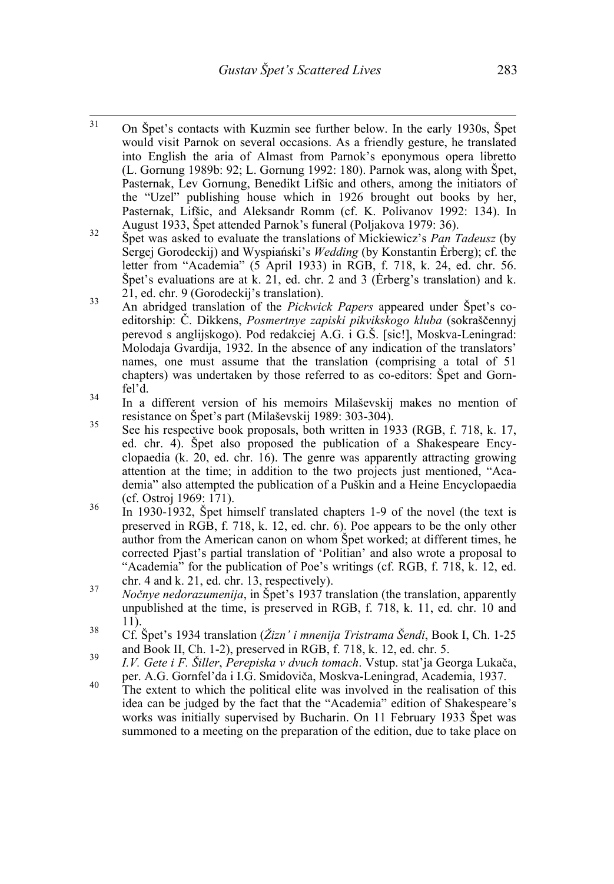[31] On Špet's contacts with Kuzmin see further below. In the early 1930s, Špet would visit Parnok on several occasions. As a friendly gesture, he translated into English the aria of Almast from Parnok's eponymous opera libretto (L. Gornung 1989b: 92; L. Gornung 1992: 180). Parnok was, along with Špet, Pasternak, Lev Gornung, Benedikt Lifšic and others, among the initiators of the "Uzel" publishing house which in 1926 brought out books by her, Pasternak, Lifšic, and Aleksandr Romm (cf. K. Polivanov 1992: 134). In August 1933, Špet attended Parnok's funeral (Poljakova 1979: 36).

[32] Špet was asked to evaluate the translations of Mickiewicz's *Pan Tadeusz* (by Sergej Gorodeckij) and Wyspiański's *Wedding* (by Konstantin Ėrberg); cf. the letter from "Academia" (5 April 1933) in RGB, f. 718, k. 24, ed. chr. 56. Špet's evaluations are at k. 21, ed. chr. 2 and 3 (Ėrberg's translation) and k. 21, ed. chr. 9 (Gorodeckij's translation).

[33] An abridged translation of the *Pickwick Papers* appeared under Špet's co-editorship: Č. Dikkens, *Posmertnye zapiski pikvikskogo kluba* (sokraščennyj perevod s anglijskogo). Pod redakciej A.G. i G.Š. [sic!], Moskva-Leningrad: Molodaja Gvardija, 1932. In the absence of any indication of the translators' names, one must assume that the translation (comprising a total of 51 chapters) was undertaken by those referred to as co-editors: Špet and Gornfel'd.

[34] In a different version of his memoirs Milaševskij makes no mention of resistance on Špet's part (Milaševskij 1989: 303-304).

[35] See his respective book proposals, both written in 1933 (RGB, f. 718, k. 17, ed. chr. 4). Špet also proposed the publication of a Shakespeare Encyclopaedia (k. 20, ed. chr. 16). The genre was apparently attracting growing attention at the time; in addition to the two projects just mentioned, "Academia" also attempted the publication of a Puškin and a Heine Encyclopaedia (cf. Ostroj 1969: 171).

[36] In 1930-1932, Špet himself translated chapters 1-9 of the novel (the text is preserved in RGB, f. 718, k. 12, ed. chr. 6). Poe appears to be the only other author from the American canon on whom Špet worked; at different times, he corrected Pjast's partial translation of 'Politian' and also wrote a proposal to "Academia" for the publication of Poe's writings (cf. RGB, f. 718, k. 12, ed. chr. 4 and k. 21, ed. chr. 13, respectively).

[37] *Nočnye nedorazumenija*, in Špet's 1937 translation (the translation, apparently unpublished at the time, is preserved in RGB, f. 718, k. 11, ed. chr. 10 and 11).

[38] Cf. Špet's 1934 translation (*Žizn' i mnenija Tristrama Šendi*, Book I, Ch. 1-25 and Book II, Ch. 1-2), preserved in RGB, f. 718, k. 12, ed. chr. 5.

[39] *I.V. Gete i F. Šiller*, *Perepiska v dvuch tomach*. Vstup. stat'ja Georga Lukača, per. A.G. Gornfel'da i I.G. Smidoviča, Moskva-Leningrad, Academia, 1937.

[40] The extent to which the political elite was involved in the realisation of this idea can be judged by the fact that the "Academia" edition of Shakespeare's works was initially supervised by Bucharin. On 11 February 1933 Špet was summoned to a meeting on the preparation of the edition, due to take place on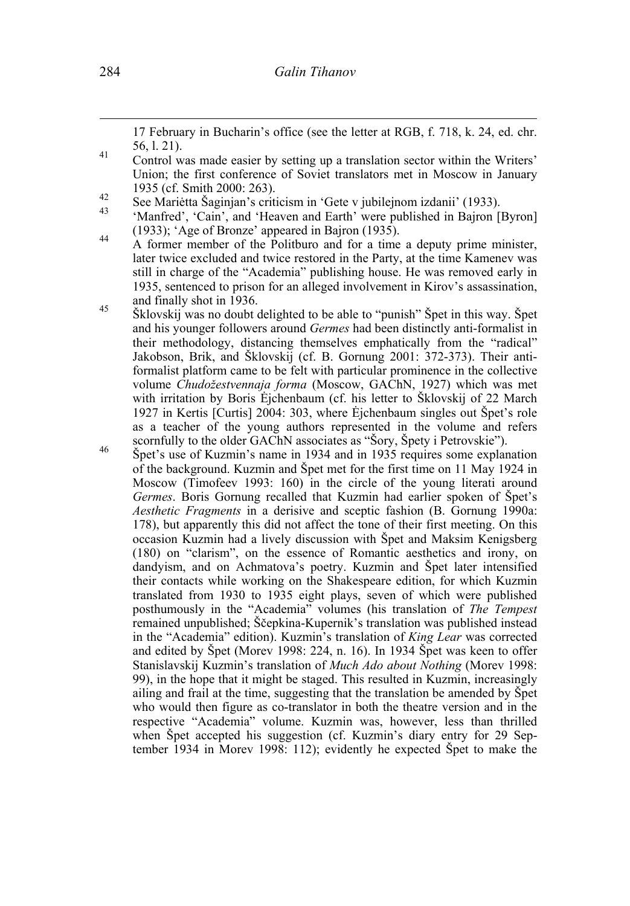17 February in Bucharin's office (see the letter at RGB, f. 718, k. 24, ed. chr. 56, l. 21).

[41] Control was made easier by setting up a translation sector within the Writers' Union; the first conference of Soviet translators met in Moscow in January 1935 (cf. Smith 2000: 263).

[42] See Mariėtta Šaginjan's criticism in 'Gete v jubilejnom izdanii' (1933).

[43] 'Manfred', 'Cain', and 'Heaven and Earth' were published in Bajron [Byron] (1933); 'Age of Bronze' appeared in Bajron (1935).

[44] A former member of the Politburo and for a time a deputy prime minister, later twice excluded and twice restored in the Party, at the time Kamenev was still in charge of the "Academia" publishing house. He was removed early in 1935, sentenced to prison for an alleged involvement in Kirov's assassination, and finally shot in 1936.

[45] Šklovskij was no doubt delighted to be able to "punish" Špet in this way. Špet and his younger followers around *Germes* had been distinctly anti-formalist in their methodology, distancing themselves emphatically from the "radical" Jakobson, Brik, and Šklovskij (cf. B. Gornung 2001: 372-373). Their anti-formalist platform came to be felt with particular prominence in the collective volume *Chudožestvennaja forma* (Moscow, GAChN, 1927) which was met with irritation by Boris Ėjchenbaum (cf. his letter to Šklovskij of 22 March 1927 in Kertis [Curtis] 2004: 303, where Ėjchenbaum singles out Špet's role as a teacher of the young authors represented in the volume and refers scornfully to the older GAChN associates as "Šory, Špety i Petrovskie").

[46] Špet's use of Kuzmin's name in 1934 and in 1935 requires some explanation of the background. Kuzmin and Špet met for the first time on 11 May 1924 in Moscow (Timofeev 1993: 160) in the circle of the young literati around *Germes*. Boris Gornung recalled that Kuzmin had earlier spoken of Špet's *Aesthetic Fragments* in a derisive and sceptic fashion (B. Gornung 1990a: 178), but apparently this did not affect the tone of their first meeting. On this occasion Kuzmin had a lively discussion with Špet and Maksim Kenigsberg (180) on "clarism", on the essence of Romantic aesthetics and irony, on dandyism, and on Achmatova's poetry. Kuzmin and Špet later intensified their contacts while working on the Shakespeare edition, for which Kuzmin translated from 1930 to 1935 eight plays, seven of which were published posthumously in the "Academia" volumes (his translation of *The Tempest* remained unpublished; Ščepkina-Kupernik's translation was published instead in the "Academia" edition). Kuzmin's translation of *King Lear* was corrected and edited by Špet (Morev 1998: 224, n. 16). In 1934 Špet was keen to offer Stanislavskij Kuzmin's translation of *Much Ado about Nothing* (Morev 1998: 99), in the hope that it might be staged. This resulted in Kuzmin, increasingly ailing and frail at the time, suggesting that the translation be amended by Špet who would then figure as co-translator in both the theatre version and in the respective "Academia" volume. Kuzmin was, however, less than thrilled when Špet accepted his suggestion (cf. Kuzmin's diary entry for 29 September 1934 in Morev 1998: 112); evidently he expected Špet to make the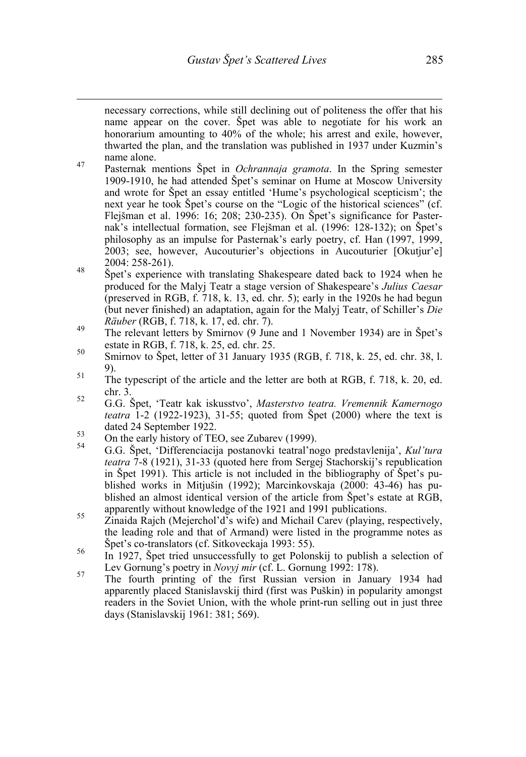necessary corrections, while still declining out of politeness the offer that his name appear on the cover. Špet was able to negotiate for his work an honorarium amounting to 40% of the whole; his arrest and exile, however, thwarted the plan, and the translation was published in 1937 under Kuzmin's name alone.

47 Pasternak mentions Špet in *Ochrannaja gramota*. In the Spring semester 1909-1910, he had attended Špet's seminar on Hume at Moscow University and wrote for Špet an essay entitled 'Hume's psychological scepticism'; the next year he took Špet's course on the "Logic of the historical sciences" (cf. Flejšman et al. 1996: 16; 208; 230-235). On Špet's significance for Pasternak's intellectual formation, see Flejšman et al. (1996: 128-132); on Špet's philosophy as an impulse for Pasternak's early poetry, cf. Han (1997, 1999, 2003; see, however, Aucouturier's objections in Aucouturier [Okutjur'e] 2004: 258-261).

48 Špet's experience with translating Shakespeare dated back to 1924 when he produced for the Malyj Teatr a stage version of Shakespeare's *Julius Caesar* (preserved in RGB, f. 718, k. 13, ed. chr. 5); early in the 1920s he had begun (but never finished) an adaptation, again for the Malyj Teatr, of Schiller's *Die Räuber* (RGB, f. 718, k. 17, ed. chr. 7).

49 The relevant letters by Smirnov (9 June and 1 November 1934) are in Špet's estate in RGB, f. 718, k. 25, ed. chr. 25.

50 Smirnov to Špet, letter of 31 January 1935 (RGB, f. 718, k. 25, ed. chr. 38, l. 9).

51 The typescript of the article and the letter are both at RGB, f. 718, k. 20, ed. chr. 3.

52 G.G. Špet, 'Teatr kak iskusstvo', *Masterstvo teatra. Vremennik Kamernogo teatra* 1-2 (1922-1923), 31-55; quoted from Špet (2000) where the text is dated 24 September 1922.

53 On the early history of TEO, see Zubarev (1999).

54 G.G. Špet, 'Differenciacija postanovki teatral'nogo predstavlenija', *Kul'tura teatra* 7-8 (1921), 31-33 (quoted here from Sergej Stachorskij's republication in Špet 1991). This article is not included in the bibliography of Špet's published works in Mitjušin (1992); Marcinkovskaja (2000: 43-46) has published an almost identical version of the article from Špet's estate at RGB, apparently without knowledge of the 1921 and 1991 publications.

55 Zinaida Rajch (Mejerchol'd's wife) and Michail Carev (playing, respectively, the leading role and that of Armand) were listed in the programme notes as Špet's co-translators (cf. Sitkoveckaja 1993: 55).

56 In 1927, Špet tried unsuccessfully to get Polonskij to publish a selection of Lev Gornung's poetry in *Novyj mir* (cf. L. Gornung 1992: 178).

57 The fourth printing of the first Russian version in January 1934 had apparently placed Stanislavskij third (first was Puškin) in popularity amongst readers in the Soviet Union, with the whole print-run selling out in just three days (Stanislavskij 1961: 381; 569).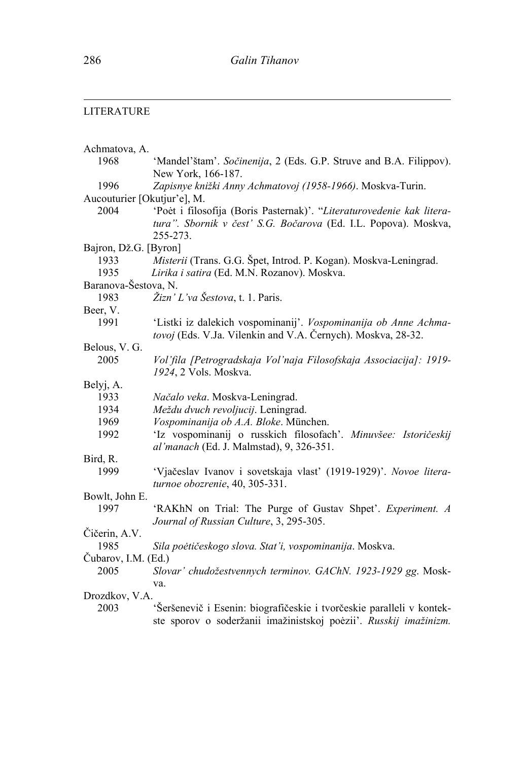## LITERATURE

Achmatova, A.

1968 'Mandel'štam'. *Sočinenija*, 2 (Eds. G.P. Struve and B.A. Filippov). New York, 166-187.

1996 *Zapisnye knižki Anny Achmatovoj (1958-1966)*. Moskva-Turin.

Aucouturier [Okutjur'e], M.

2004 'Poėt i filosofija (Boris Pasternak)'. "*Literaturovedenie kak literatura". Sbornik v čest' S.G. Bočarova* (Ed. I.L. Popova). Moskva, 255-273.

Bajron, Dž.G. [Byron]

1933 *Misterii* (Trans. G.G. Špet, Introd. P. Kogan). Moskva-Leningrad.

1935 *Lirika i satira* (Ed. M.N. Rozanov). Moskva.

Baranova-Šestova, N.

1983 *Žizn' L'va Šestova*, t. 1. Paris.

Beer, V.

1991 'Listki iz dalekich vospominanij'. *Vospominanija ob Anne Achmatovoj* (Eds. V.Ja. Vilenkin and V.A. Černych). Moskva, 28-32.

Belous, V. G.

2005 *Vol'fila [Petrogradskaja Vol'naja Filosofskaja Associacija]: 1919-1924*, 2 Vols. Moskva.

Belyj, A.

1933 *Načalo veka*. Moskva-Leningrad.

1934 *Meždu dvuch revoljucij*. Leningrad.

1969 *Vospominanija ob A.A. Bloke*. München.

1992 'Iz vospominanij o russkich filosofach'. *Minuvšee: Istoričeskij al'manach* (Ed. J. Malmstad), 9, 326-351.

Bird, R.

1999 'Vjačeslav Ivanov i sovetskaja vlast' (1919-1929)'. *Novoe literaturnoe obozrenie*, 40, 305-331.

Bowlt, John E.

1997 'RAKhN on Trial: The Purge of Gustav Shpet'. *Experiment. A Journal of Russian Culture*, 3, 295-305.

Čičerin, A.V.

1985 *Sila poėtičeskogo slova. Stat'i, vospominanija*. Moskva.

Čubarov, I.M. (Ed.)

2005 *Slovar' chudožestvennych terminov. GAChN. 1923-1929 gg*. Moskva.

Drozdkov, V.A.

2003 'Šeršenevič i Esenin: biografičeskie i tvorčeskie paralleli v kontekste sporov o soderžanii imažinistskoj poėzii'. *Russkij imažinizm.*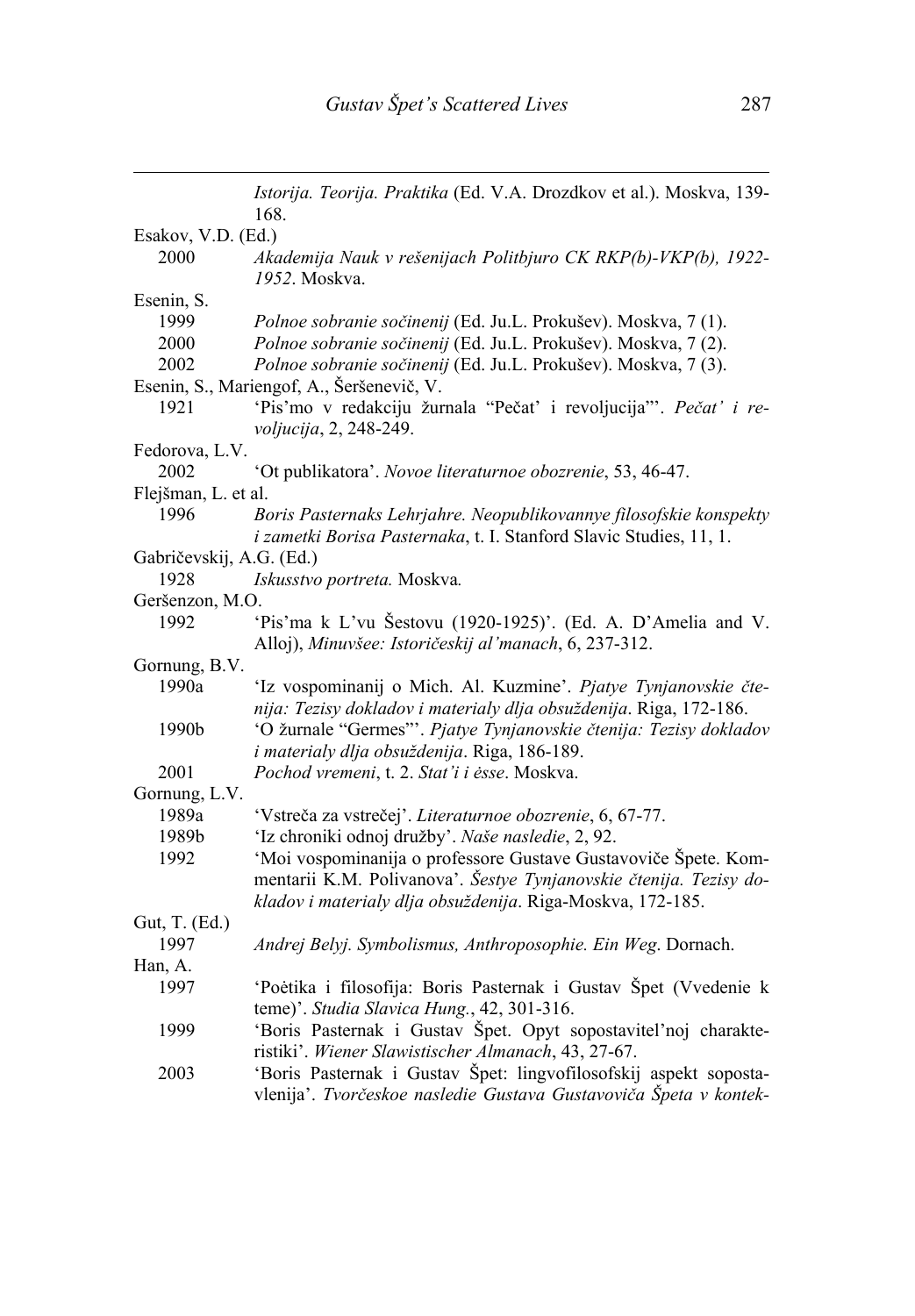*Istorija. Teorija. Praktika* (Ed. V.A. Drozdkov et al.). Moskva, 139-168.

Esakov, V.D. (Ed.)

2000 *Akademija Nauk v rešenijach Politbjuro CK RKP(b)-VKP(b), 1922-1952*. Moskva.

Esenin, S.

1999 *Polnoe sobranie sočinenij* (Ed. Ju.L. Prokušev). Moskva, 7 (1).

2000 *Polnoe sobranie sočinenij* (Ed. Ju.L. Prokušev). Moskva, 7 (2).

2002 *Polnoe sobranie sočinenij* (Ed. Ju.L. Prokušev). Moskva, 7 (3).

Esenin, S., Mariengof, A., Šeršenevič, V.

1921 'Pis'mo v redakciju žurnala "Pečat' i revoljucija"'. *Pečat' i revoljucija*, 2, 248-249.

Fedorova, L.V.

2002 'Ot publikatora'. *Novoe literaturnoe obozrenie*, 53, 46-47.

Flejšman, L. et al.

1996 *Boris Pasternaks Lehrjahre. Neopublikovannye filosofskie konspekty i zametki Borisa Pasternaka*, t. I. Stanford Slavic Studies, 11, 1.

Gabričevskij, A.G. (Ed.)

1928 *Iskusstvo portreta.* Moskva*.*

Geršenzon, M.O.

1992 'Pis'ma k L'vu Šestovu (1920-1925)'. (Ed. A. D'Amelia and V. Alloj), *Minuvšee: Istoričeskij al'manach*, 6, 237-312.

Gornung, B.V.

1990a 'Iz vospominanij o Mich. Al. Kuzmine'. *Pjatye Tynjanovskie čtenija: Tezisy dokladov i materialy dlja obsuždenija*. Riga, 172-186.

1990b 'O žurnale "Germes"'. *Pjatye Tynjanovskie čtenija: Tezisy dokladov i materialy dlja obsuždenija*. Riga, 186-189.

2001 *Pochod vremeni*, t. 2. *Stat'i i ėsse*. Moskva.

Gornung, L.V.

1989a 'Vstreča za vstrečej'. *Literaturnoe obozrenie*, 6, 67-77.

1989b 'Iz chroniki odnoj družby'. *Naše nasledie*, 2, 92.

1992 'Moi vospominanija o professore Gustave Gustavoviče Špete. Kommentarii K.M. Polivanova'. *Šestye Tynjanovskie čtenija. Tezisy dokladov i materialy dlja obsuždenija*. Riga-Moskva, 172-185.

Gut, T. (Ed.)

1997 *Andrej Belyj. Symbolismus, Anthroposophie. Ein Weg*. Dornach.

Han, A.

1997 'Poėtika i filosofija: Boris Pasternak i Gustav Špet (Vvedenie k teme)'. *Studia Slavica Hung.*, 42, 301-316.

1999 'Boris Pasternak i Gustav Špet. Opyt sopostavitel'noj charakteristiki'. *Wiener Slawistischer Almanach*, 43, 27-67.

2003 'Boris Pasternak i Gustav Špet: lingvofilosofskij aspekt sopostavlenija'. *Tvorčeskoe nasledie Gustava Gustavoviča Špeta v kontek-*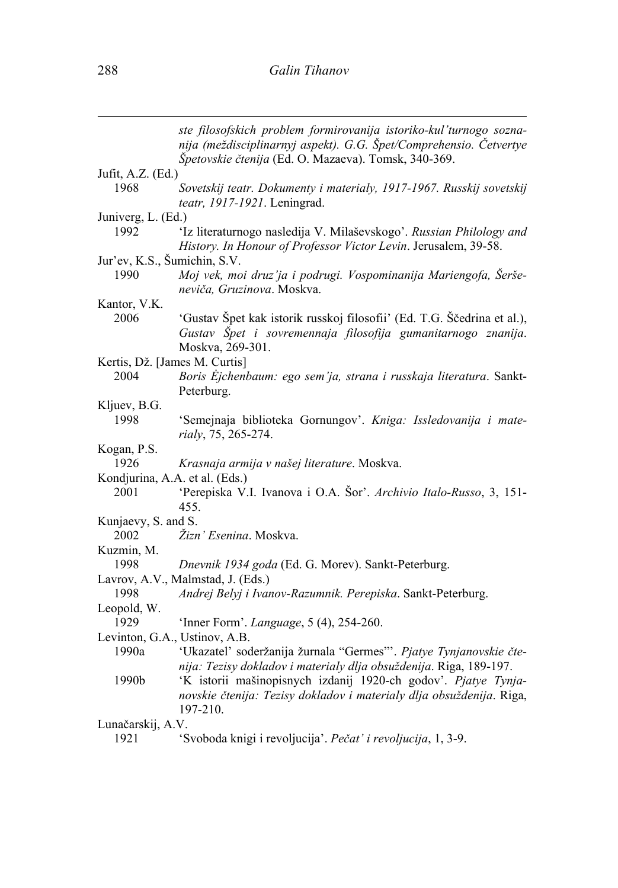*ste filosofskich problem formirovanija istoriko-kul'turnogo soznanija (meždisciplinarnyj aspekt). G.G. Špet/Comprehensio. Četvertye Špetovskie čtenija* (Ed. O. Mazaeva). Tomsk, 340-369.

Jufit, A.Z. (Ed.)

1968 *Sovetskij teatr. Dokumenty i materialy, 1917-1967. Russkij sovetskij teatr, 1917-1921*. Leningrad.

Juniverg, L. (Ed.)

1992 'Iz literaturnogo nasledija V. Milaševskogo'. *Russian Philology and History. In Honour of Professor Victor Levin*. Jerusalem, 39-58.

Jur'ev, K.S., Šumichin, S.V.

1990 *Moj vek, moi druz'ja i podrugi. Vospominanija Mariengofa, Šerševeniča, Gruzinova*. Moskva.

Kantor, V.K.

2006 'Gustav Špet kak istorik russkoj filosofii' (Ed. T.G. Ščedrina et al.), *Gustav Špet i sovremennaja filosofija gumanitarnogo znanija*. Moskva, 269-301.

Kertis, Dž. [James M. Curtis]

2004 *Boris Ėjchenbaum: ego sem'ja, strana i russkaja literatura*. Sankt-Peterburg.

Kljuev, B.G.

1998 'Semejnaja biblioteka Gornungov'. *Kniga: Issledovanija i materialy*, 75, 265-274.

Kogan, P.S.

1926 *Krasnaja armija v našej literature*. Moskva.

Kondjurina, A.A. et al. (Eds.)

2001 'Perepiska V.I. Ivanova i O.A. Šor'. *Archivio Italo-Russo*, 3, 151-455.

Kunjaevy, S. and S.

2002 *Žizn' Esenina*. Moskva.

Kuzmin, M.

1998 *Dnevnik 1934 goda* (Ed. G. Morev). Sankt-Peterburg.

Lavrov, A.V., Malmstad, J. (Eds.)

1998 *Andrej Belyj i Ivanov-Razumnik. Perepiska*. Sankt-Peterburg.

Leopold, W.

1929 'Inner Form'. *Language*, 5 (4), 254-260.

Levinton, G.A., Ustinov, A.B.

1990a 'Ukazatel' soderžanija žurnala "Germes"'. *Pjatye Tynjanovskie čtenija: Tezisy dokladov i materialy dlja obsuždenija*. Riga, 189-197.

1990b 'K istorii mašinopisnych izdanij 1920-ch godov'. *Pjatye Tynjanovskie čtenija: Tezisy dokladov i materialy dlja obsuždenija*. Riga, 197-210.

Lunačarskij, A.V.

1921 'Svoboda knigi i revoljucija'. *Pečat' i revoljucija*, 1, 3-9.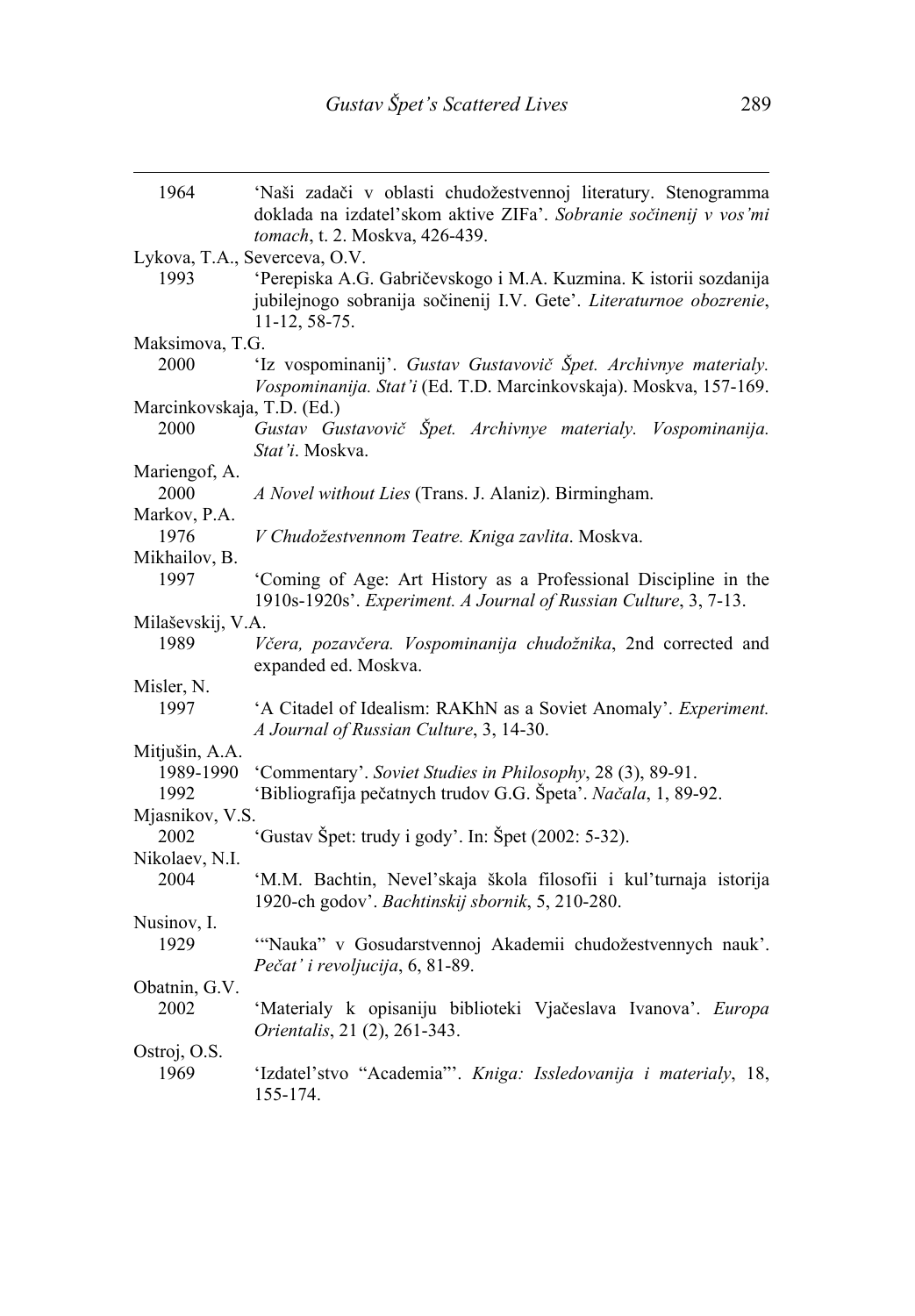1964 'Naši zadači v oblasti chudožestvennoj literatury. Stenogramma doklada na izdatel'skom aktive ZIFa'. *Sobranie sočinenij v vos'mi tomach*, t. 2. Moskva, 426-439.

Lykova, T.A., Severceva, O.V.

1993 'Perepiska A.G. Gabričevskogo i M.A. Kuzmina. K istorii sozdanija jubilejnogo sobranija sočinenij I.V. Gete'. *Literaturnoe obozrenie*, 11-12, 58-75.

Maksimova, T.G.

2000 'Iz vospominanij'. *Gustav Gustavovič Špet. Archivnye materialy. Vospominanija. Stat'i* (Ed. T.D. Marcinkovskaja). Moskva, 157-169.

Marcinkovskaja, T.D. (Ed.)

2000 *Gustav Gustavovič Špet. Archivnye materialy. Vospominanija. Stat'i*. Moskva.

Mariengof, A.

2000 *A Novel without Lies* (Trans. J. Alaniz). Birmingham.

Markov, P.A.

1976 *V Chudožestvennom Teatre. Kniga zavlita*. Moskva.

Mikhailov, B.

1997 'Coming of Age: Art History as a Professional Discipline in the 1910s-1920s'. *Experiment. A Journal of Russian Culture*, 3, 7-13.

Milaševskij, V.A.

1989 *Včera, pozavčera. Vospominanija chudožnika*, 2nd corrected and expanded ed. Moskva.

Misler, N.

1997 'A Citadel of Idealism: RAKhN as a Soviet Anomaly'. *Experiment. A Journal of Russian Culture*, 3, 14-30.

Mitjušin, A.A.

1989-1990 'Commentary'. *Soviet Studies in Philosophy*, 28 (3), 89-91.

1992 'Bibliografija pečatnych trudov G.G. Špeta'. *Načala*, 1, 89-92.

Mjasnikov, V.S.

2002 'Gustav Špet: trudy i gody'. In: Špet (2002: 5-32).

Nikolaev, N.I.

2004 'M.M. Bachtin, Nevel'skaja škola filosofii i kul'turnaja istorija 1920-ch godov'. *Bachtinskij sbornik*, 5, 210-280.

Nusinov, I.

1929 '"Nauka" v Gosudarstvennoj Akademii chudožestvennych nauk'. *Pečat' i revoljucija*, 6, 81-89.

Obatnin, G.V.

2002 'Materialy k opisaniju biblioteki Vjačeslava Ivanova'. *Europa Orientalis*, 21 (2), 261-343.

Ostroj, O.S.

1969 'Izdatel'stvo "Academia"'. *Kniga: Issledovanija i materialy*, 18, 155-174.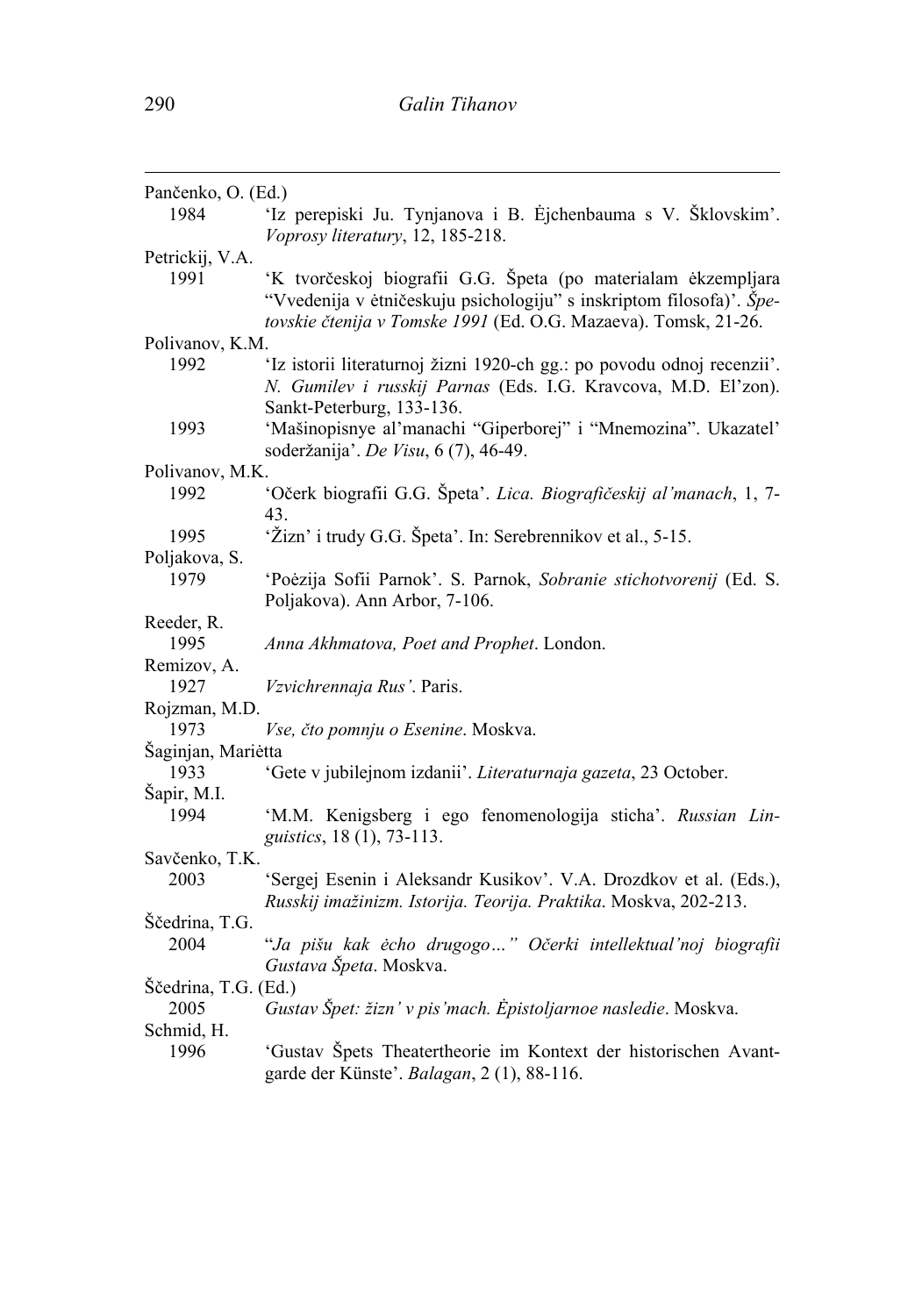Pančenko, O. (Ed.)

1984 'Iz perepiski Ju. Tynjanova i B. Ėjchenbauma s V. Šklovskim'. *Voprosy literatury*, 12, 185-218.

Petrickij, V.A.

1991 'K tvorčeskoj biografii G.G. Špeta (po materialam ėkzempljara "Vvedenija v ėtničeskuju psichologiju" s inskriptom filosofa)'. *Špetovskie čtenija v Tomske 1991* (Ed. O.G. Mazaeva). Tomsk, 21-26.

Polivanov, K.M.

1992 'Iz istorii literaturnoj žizni 1920-ch gg.: po povodu odnoj recenzii'. *N. Gumilev i russkij Parnas* (Eds. I.G. Kravcova, M.D. El'zon). Sankt-Peterburg, 133-136.

1993 'Mašinopisnye al'manachi "Giperborej" i "Mnemozina". Ukazatel' soderžanija'. *De Visu*, 6 (7), 46-49.

Polivanov, M.K.

1992 'Očerk biografii G.G. Špeta'. *Lica. Biografičeskij al'manach*, 1, 7-43.

1995 'Žizn' i trudy G.G. Špeta'. In: Serebrennikov et al., 5-15.

Poljakova, S.

1979 'Poėzija Sofii Parnok'. S. Parnok, *Sobranie stichotvorenij* (Ed. S. Poljakova). Ann Arbor, 7-106.

Reeder, R.

1995 *Anna Akhmatova, Poet and Prophet*. London.

Remizov, A.

1927 *Vzvichrennaja Rus'*. Paris.

Rojzman, M.D.

1973 *Vse, čto pomnju o Esenine*. Moskva.

Šaginjan, Mariėtta

1933 'Gete v jubilejnom izdanii'. *Literaturnaja gazeta*, 23 October.

Šapir, M.I.

1994 'M.M. Kenigsberg i ego fenomenologija sticha'. *Russian Linguistics*, 18 (1), 73-113.

Savčenko, T.K.

2003 'Sergej Esenin i Aleksandr Kusikov'. V.A. Drozdkov et al. (Eds.), *Russkij imažinizm. Istorija. Teorija. Praktika*. Moskva, 202-213.

Ščedrina, T.G.

2004 "*Ja pišu kak ėcho drugogo…" Očerki intellektual'noj biografii Gustava Špeta*. Moskva.

Ščedrina, T.G. (Ed.)

2005 *Gustav Špet: žizn' v pis'mach. Ėpistoljarnoe nasledie*. Moskva.

Schmid, H.

1996 'Gustav Špets Theatertheorie im Kontext der historischen Avantgarde der Künste'. *Balagan*, 2 (1), 88-116.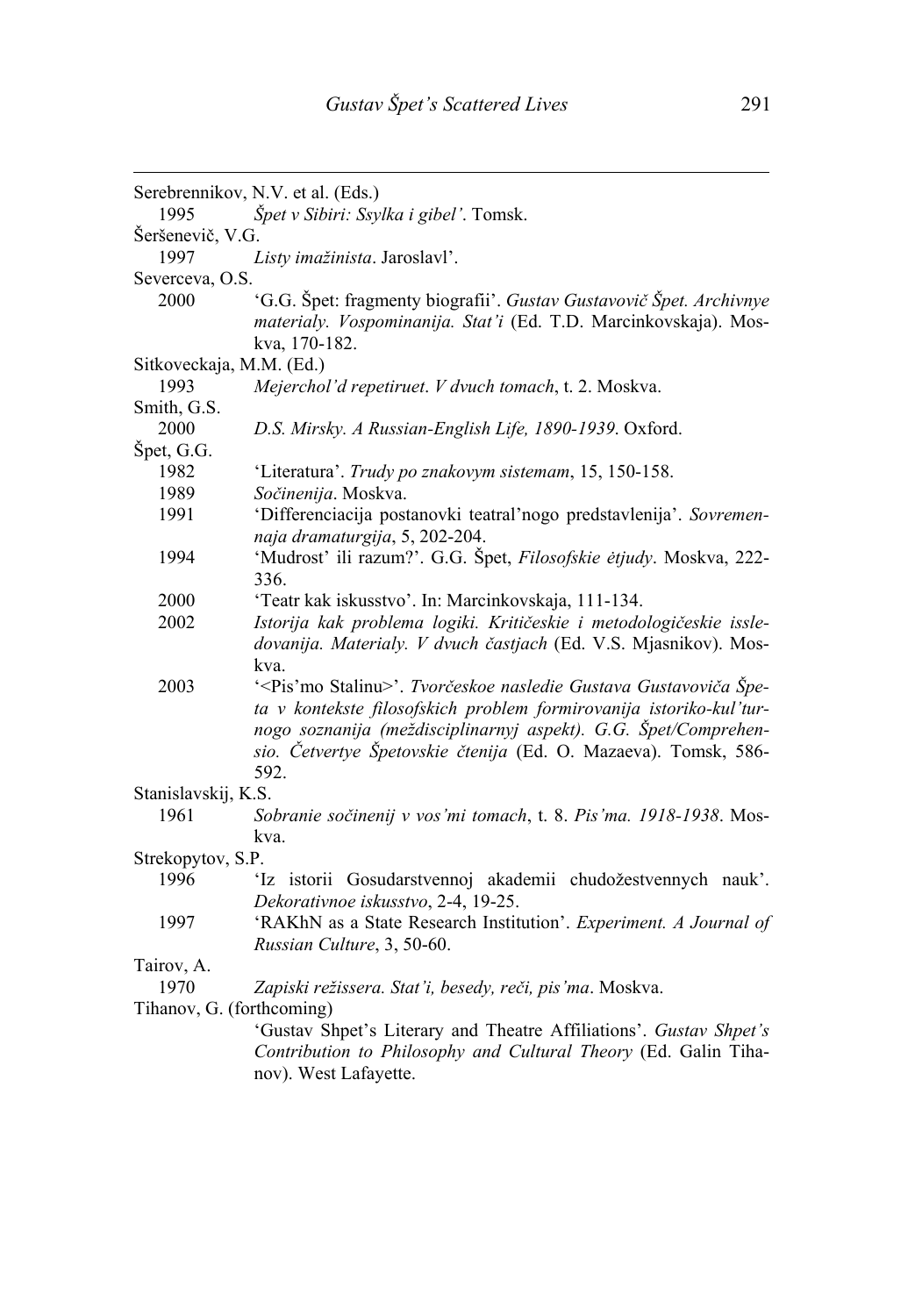Serebrennikov, N.V. et al. (Eds.)

1995 *Špet v Sibiri: Ssylka i gibel'*. Tomsk.

Šeršenevič, V.G.

1997 *Listy imažinista*. Jaroslavl'.

Severceva, O.S.

2000 'G.G. Špet: fragmenty biografii'. *Gustav Gustavovič Špet. Archivnye materialy. Vospominanija. Stat'i* (Ed. T.D. Marcinkovskaja). Moskva, 170-182.

Sitkoveckaja, M.M. (Ed.)

1993 *Mejerchol'd repetiruet*. *V dvuch tomach*, t. 2. Moskva.

Smith, G.S.

2000 *D.S. Mirsky. A Russian-English Life, 1890-1939*. Oxford.

Špet, G.G.

1982 'Literatura'. *Trudy po znakovym sistemam*, 15, 150-158.

1989 *Sočinenija*. Moskva.

1991 'Differenciacija postanovki teatral'nogo predstavlenija'. *Sovremennaja dramaturgija*, 5, 202-204.

1994 'Mudrost' ili razum?'. G.G. Špet, *Filosofskie ėtjudy*. Moskva, 222-336.

2000 'Teatr kak iskusstvo'. In: Marcinkovskaja, 111-134.

2002 *Istorija kak problema logiki. Kritičeskie i metodologičeskie issledovanija. Materialy. V dvuch častjach* (Ed. V.S. Mjasnikov). Moskva.

2003 '<Pis'mo Stalinu>'. *Tvorčeskoe nasledie Gustava Gustavoviča Špeta v kontekste filosofskich problem formirovanija istoriko-kul'turnogo soznanija (meždisciplinarnyj aspekt). G.G. Špet/Comprehensio. Četvertye Špetovskie čtenija* (Ed. O. Mazaeva). Tomsk, 586-592.

Stanislavskij, K.S.

1961 *Sobranie sočinenij v vos'mi tomach*, t. 8. *Pis'ma. 1918-1938*. Moskva.

Strekopytov, S.P.

1996 'Iz istorii Gosudarstvennoj akademii chudožestvennych nauk'. *Dekorativnoe iskusstvo*, 2-4, 19-25.

1997 'RAKhN as a State Research Institution'. *Experiment. A Journal of Russian Culture*, 3, 50-60.

Tairov, A.

1970 *Zapiski režissera. Stat'i, besedy, reči, pis'ma*. Moskva.

Tihanov, G. (forthcoming)

'Gustav Shpet's Literary and Theatre Affiliations'. *Gustav Shpet's Contribution to Philosophy and Cultural Theory* (Ed. Galin Tihanov). West Lafayette.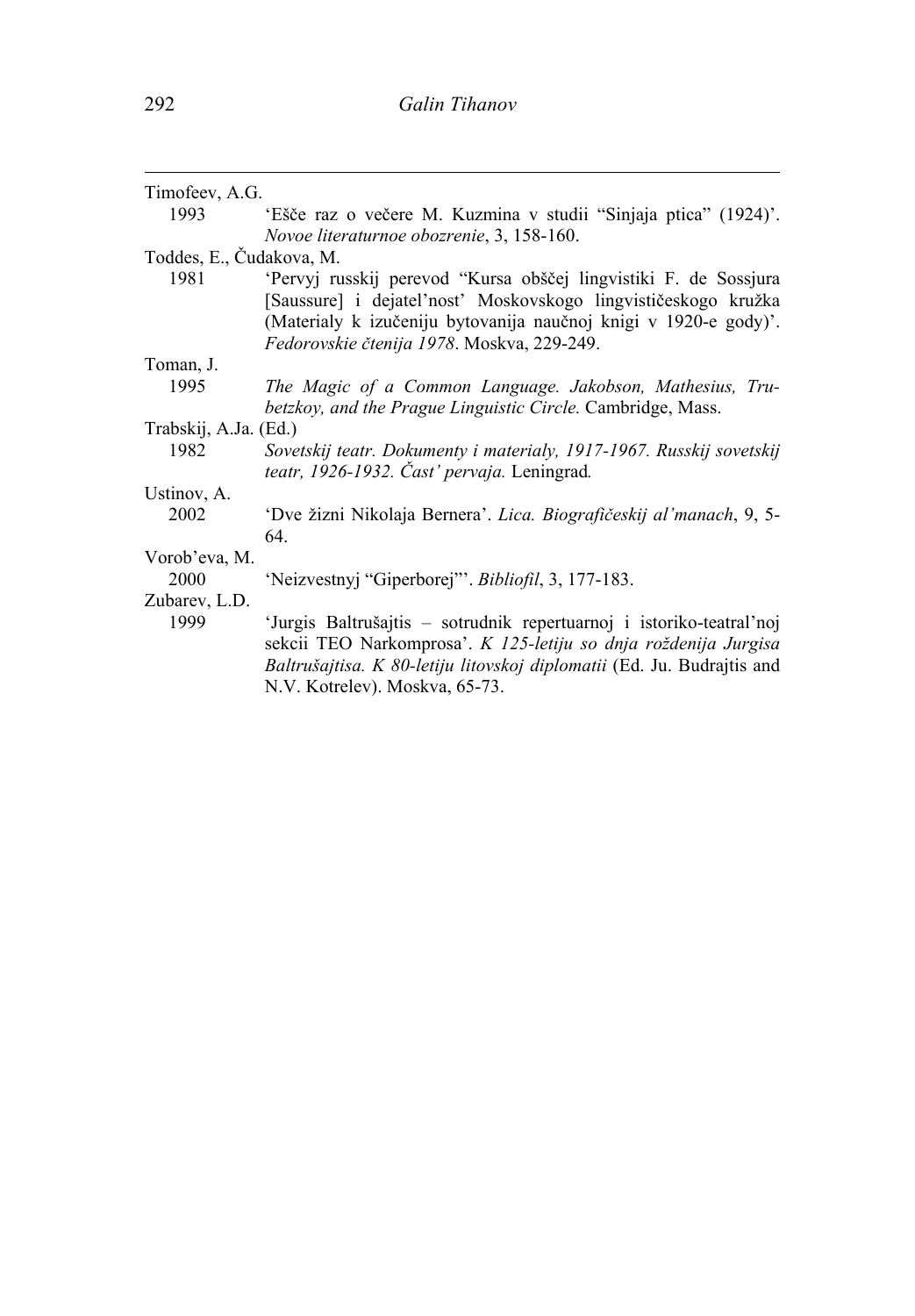Timofeev, A.G.

1993 'Ešče raz o večere M. Kuzmina v studii "Sinjaja ptica" (1924)'. *Novoe literaturnoe obozrenie*, 3, 158-160.

Toddes, E., Čudakova, M.

1981 'Pervyj russkij perevod "Kursa obščej lingvistiki F. de Sossjura [Saussure] i dejatel'nost' Moskovskogo lingvističeskogo kružka (Materialy k izučeniju bytovanija naučnoj knigi v 1920-e gody)'. *Fedorovskie čtenija 1978*. Moskva, 229-249.

Toman, J.

1995 *The Magic of a Common Language. Jakobson, Mathesius, Trubetzkoy, and the Prague Linguistic Circle.* Cambridge, Mass.

Trabskij, A.Ja. (Ed.)

1982 *Sovetskij teatr. Dokumenty i materialy, 1917-1967. Russkij sovetskij teatr, 1926-1932. Čast' pervaja.* Leningrad.

Ustinov, A.

2002 'Dve žizni Nikolaja Bernera'. *Lica. Biografičeskij al'manach*, 9, 5-64.

Vorob'eva, M.

2000 'Neizvestnyj "Giperborej"'. *Bibliofil*, 3, 177-183.

Zubarev, L.D.

1999 'Jurgis Baltrušajtis – sotrudnik repertuarnoj i istoriko-teatral'noj sekcii TEO Narkomprosa'. *K 125-letiju so dnja roždenija Jurgisa Baltrušajtisa. K 80-letiju litovskoj diplomatii* (Ed. Ju. Budrajtis and N.V. Kotrelev). Moskva, 65-73.